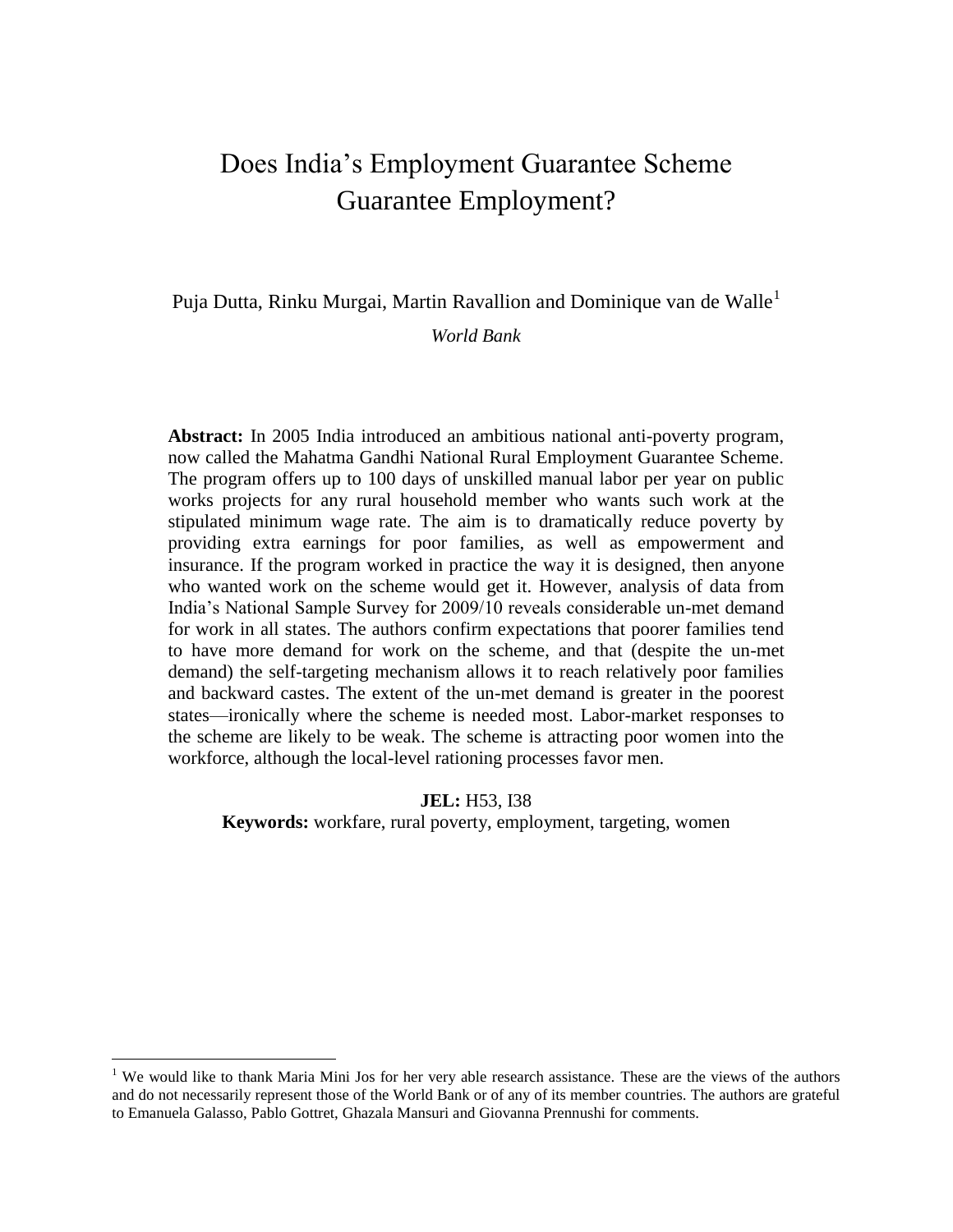# Does India's Employment Guarantee Scheme Guarantee Employment?

Puja Dutta, Rinku Murgai, Martin Ravallion and Dominique van de Walle[1]

*World Bank*

**Abstract:** In 2005 India introduced an ambitious national anti-poverty program, now called the Mahatma Gandhi National Rural Employment Guarantee Scheme. The program offers up to 100 days of unskilled manual labor per year on public works projects for any rural household member who wants such work at the stipulated minimum wage rate. The aim is to dramatically reduce poverty by providing extra earnings for poor families, as well as empowerment and insurance. If the program worked in practice the way it is designed, then anyone who wanted work on the scheme would get it. However, analysis of data from India's National Sample Survey for 2009/10 reveals considerable un-met demand for work in all states. The authors confirm expectations that poorer families tend to have more demand for work on the scheme, and that (despite the un-met demand) the self-targeting mechanism allows it to reach relatively poor families and backward castes. The extent of the un-met demand is greater in the poorest states—ironically where the scheme is needed most. Labor-market responses to the scheme are likely to be weak. The scheme is attracting poor women into the workforce, although the local-level rationing processes favor men.

**JEL:** H53, I38

**Keywords:** workfare, rural poverty, employment, targeting, women

---

[1] We would like to thank Maria Mini Jos for her very able research assistance. These are the views of the authors and do not necessarily represent those of the World Bank or of any of its member countries. The authors are grateful to Emanuela Galasso, Pablo Gottret, Ghazala Mansuri and Giovanna Prennushi for comments.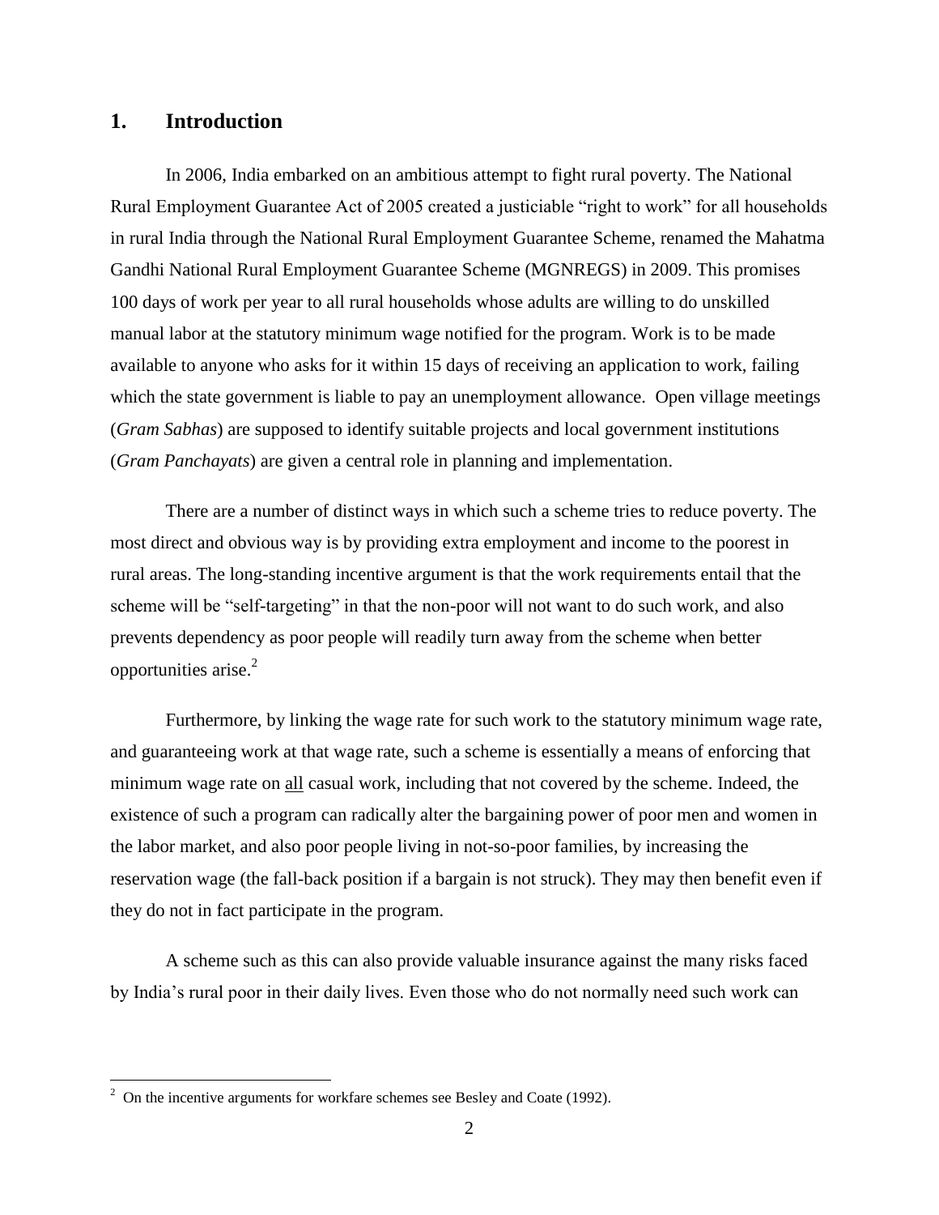## 1. Introduction

In 2006, India embarked on an ambitious attempt to fight rural poverty. The National Rural Employment Guarantee Act of 2005 created a justiciable "right to work" for all households in rural India through the National Rural Employment Guarantee Scheme, renamed the Mahatma Gandhi National Rural Employment Guarantee Scheme (MGNREGS) in 2009. This promises 100 days of work per year to all rural households whose adults are willing to do unskilled manual labor at the statutory minimum wage notified for the program. Work is to be made available to anyone who asks for it within 15 days of receiving an application to work, failing which the state government is liable to pay an unemployment allowance. Open village meetings (*Gram Sabhas*) are supposed to identify suitable projects and local government institutions (*Gram Panchayats*) are given a central role in planning and implementation.

There are a number of distinct ways in which such a scheme tries to reduce poverty. The most direct and obvious way is by providing extra employment and income to the poorest in rural areas. The long-standing incentive argument is that the work requirements entail that the scheme will be "self-targeting" in that the non-poor will not want to do such work, and also prevents dependency as poor people will readily turn away from the scheme when better opportunities arise.[2]

Furthermore, by linking the wage rate for such work to the statutory minimum wage rate, and guaranteeing work at that wage rate, such a scheme is essentially a means of enforcing that minimum wage rate on <u>all</u> casual work, including that not covered by the scheme. Indeed, the existence of such a program can radically alter the bargaining power of poor men and women in the labor market, and also poor people living in not-so-poor families, by increasing the reservation wage (the fall-back position if a bargain is not struck). They may then benefit even if they do not in fact participate in the program.

A scheme such as this can also provide valuable insurance against the many risks faced by India's rural poor in their daily lives. Even those who do not normally need such work can

[2] On the incentive arguments for workfare schemes see Besley and Coate (1992).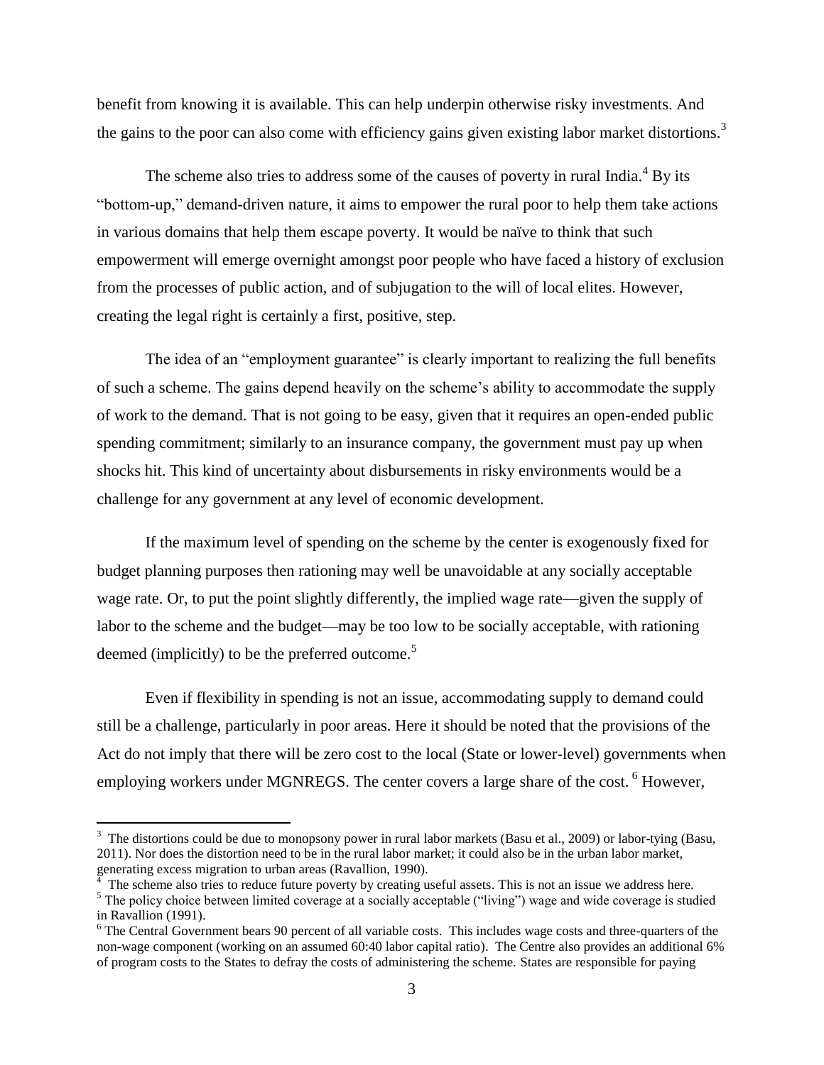benefit from knowing it is available. This can help underpin otherwise risky investments. And the gains to the poor can also come with efficiency gains given existing labor market distortions.[3]

The scheme also tries to address some of the causes of poverty in rural India.[4] By its "bottom-up," demand-driven nature, it aims to empower the rural poor to help them take actions in various domains that help them escape poverty. It would be naïve to think that such empowerment will emerge overnight amongst poor people who have faced a history of exclusion from the processes of public action, and of subjugation to the will of local elites. However, creating the legal right is certainly a first, positive, step.

The idea of an "employment guarantee" is clearly important to realizing the full benefits of such a scheme. The gains depend heavily on the scheme's ability to accommodate the supply of work to the demand. That is not going to be easy, given that it requires an open-ended public spending commitment; similarly to an insurance company, the government must pay up when shocks hit. This kind of uncertainty about disbursements in risky environments would be a challenge for any government at any level of economic development.

If the maximum level of spending on the scheme by the center is exogenously fixed for budget planning purposes then rationing may well be unavoidable at any socially acceptable wage rate. Or, to put the point slightly differently, the implied wage rate—given the supply of labor to the scheme and the budget—may be too low to be socially acceptable, with rationing deemed (implicitly) to be the preferred outcome.[5]

Even if flexibility in spending is not an issue, accommodating supply to demand could still be a challenge, particularly in poor areas. Here it should be noted that the provisions of the Act do not imply that there will be zero cost to the local (State or lower-level) governments when employing workers under MGNREGS. The center covers a large share of the cost.[6] However,

---

[3] The distortions could be due to monopsony power in rural labor markets (Basu et al., 2009) or labor-tying (Basu, 2011). Nor does the distortion need to be in the rural labor market; it could also be in the urban labor market, generating excess migration to urban areas (Ravallion, 1990).

[4] The scheme also tries to reduce future poverty by creating useful assets. This is not an issue we address here.

[5] The policy choice between limited coverage at a socially acceptable ("living") wage and wide coverage is studied in Ravallion (1991).

[6] The Central Government bears 90 percent of all variable costs. This includes wage costs and three-quarters of the non-wage component (working on an assumed 60:40 labor capital ratio). The Centre also provides an additional 6% of program costs to the States to defray the costs of administering the scheme. States are responsible for paying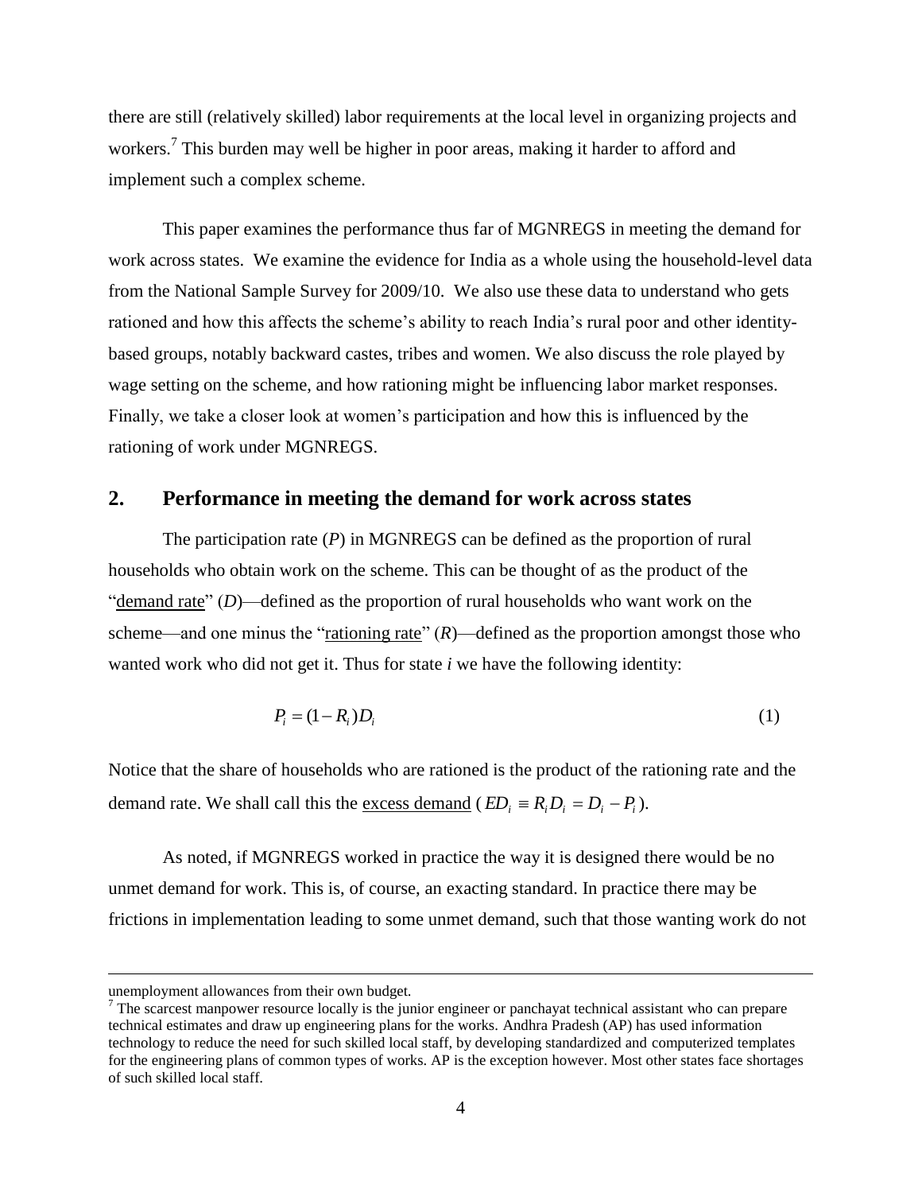there are still (relatively skilled) labor requirements at the local level in organizing projects and workers.[7] This burden may well be higher in poor areas, making it harder to afford and implement such a complex scheme.

This paper examines the performance thus far of MGNREGS in meeting the demand for work across states. We examine the evidence for India as a whole using the household-level data from the National Sample Survey for 2009/10. We also use these data to understand who gets rationed and how this affects the scheme's ability to reach India's rural poor and other identity-based groups, notably backward castes, tribes and women. We also discuss the role played by wage setting on the scheme, and how rationing might be influencing labor market responses. Finally, we take a closer look at women's participation and how this is influenced by the rationing of work under MGNREGS.

## 2. Performance in meeting the demand for work across states

The participation rate ($P$) in MGNREGS can be defined as the proportion of rural households who obtain work on the scheme. This can be thought of as the product of the "demand rate" ($D$)—defined as the proportion of rural households who want work on the scheme—and one minus the "rationing rate" ($R$)—defined as the proportion amongst those who wanted work who did not get it. Thus for state $i$ we have the following identity:

$$P_i = (1 - R_i)D_i \tag{1}$$

Notice that the share of households who are rationed is the product of the rationing rate and the demand rate. We shall call this the excess demand ($ED_i \equiv R_i D_i = D_i - P_i$).

As noted, if MGNREGS worked in practice the way it is designed there would be no unmet demand for work. This is, of course, an exacting standard. In practice there may be frictions in implementation leading to some unmet demand, such that those wanting work do not

---

unemployment allowances from their own budget.

[7] The scarcest manpower resource locally is the junior engineer or panchayat technical assistant who can prepare technical estimates and draw up engineering plans for the works. Andhra Pradesh (AP) has used information technology to reduce the need for such skilled local staff, by developing standardized and computerized templates for the engineering plans of common types of works. AP is the exception however. Most other states face shortages of such skilled local staff.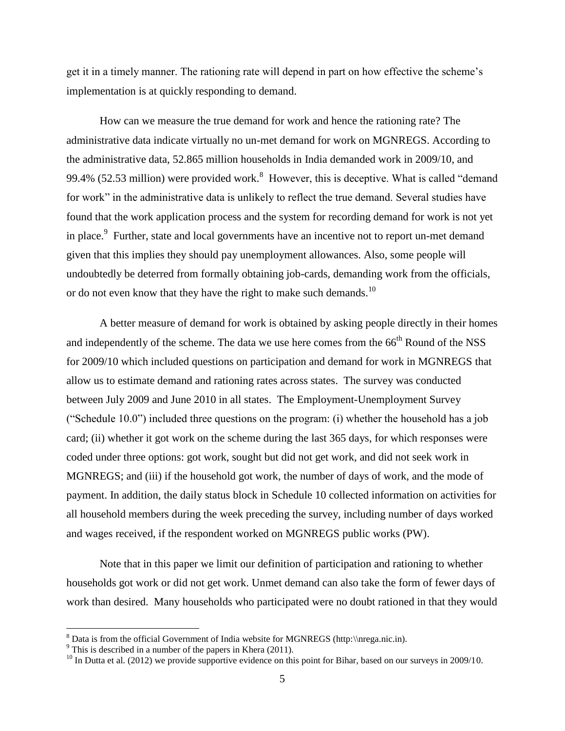get it in a timely manner. The rationing rate will depend in part on how effective the scheme's implementation is at quickly responding to demand.

How can we measure the true demand for work and hence the rationing rate? The administrative data indicate virtually no un-met demand for work on MGNREGS. According to the administrative data, 52.865 million households in India demanded work in 2009/10, and 99.4% (52.53 million) were provided work.[8] However, this is deceptive. What is called "demand for work" in the administrative data is unlikely to reflect the true demand. Several studies have found that the work application process and the system for recording demand for work is not yet in place.[9] Further, state and local governments have an incentive not to report un-met demand given that this implies they should pay unemployment allowances. Also, some people will undoubtedly be deterred from formally obtaining job-cards, demanding work from the officials, or do not even know that they have the right to make such demands.[10]

A better measure of demand for work is obtained by asking people directly in their homes and independently of the scheme. The data we use here comes from the 66[th] Round of the NSS for 2009/10 which included questions on participation and demand for work in MGNREGS that allow us to estimate demand and rationing rates across states. The survey was conducted between July 2009 and June 2010 in all states. The Employment-Unemployment Survey ("Schedule 10.0") included three questions on the program: (i) whether the household has a job card; (ii) whether it got work on the scheme during the last 365 days, for which responses were coded under three options: got work, sought but did not get work, and did not seek work in MGNREGS; and (iii) if the household got work, the number of days of work, and the mode of payment. In addition, the daily status block in Schedule 10 collected information on activities for all household members during the week preceding the survey, including number of days worked and wages received, if the respondent worked on MGNREGS public works (PW).

Note that in this paper we limit our definition of participation and rationing to whether households got work or did not get work. Unmet demand can also take the form of fewer days of work than desired. Many households who participated were no doubt rationed in that they would

---

[8] Data is from the official Government of India website for MGNREGS (http:\\nrega.nic.in).

[9] This is described in a number of the papers in Khera (2011).

[10] In Dutta et al. (2012) we provide supportive evidence on this point for Bihar, based on our surveys in 2009/10.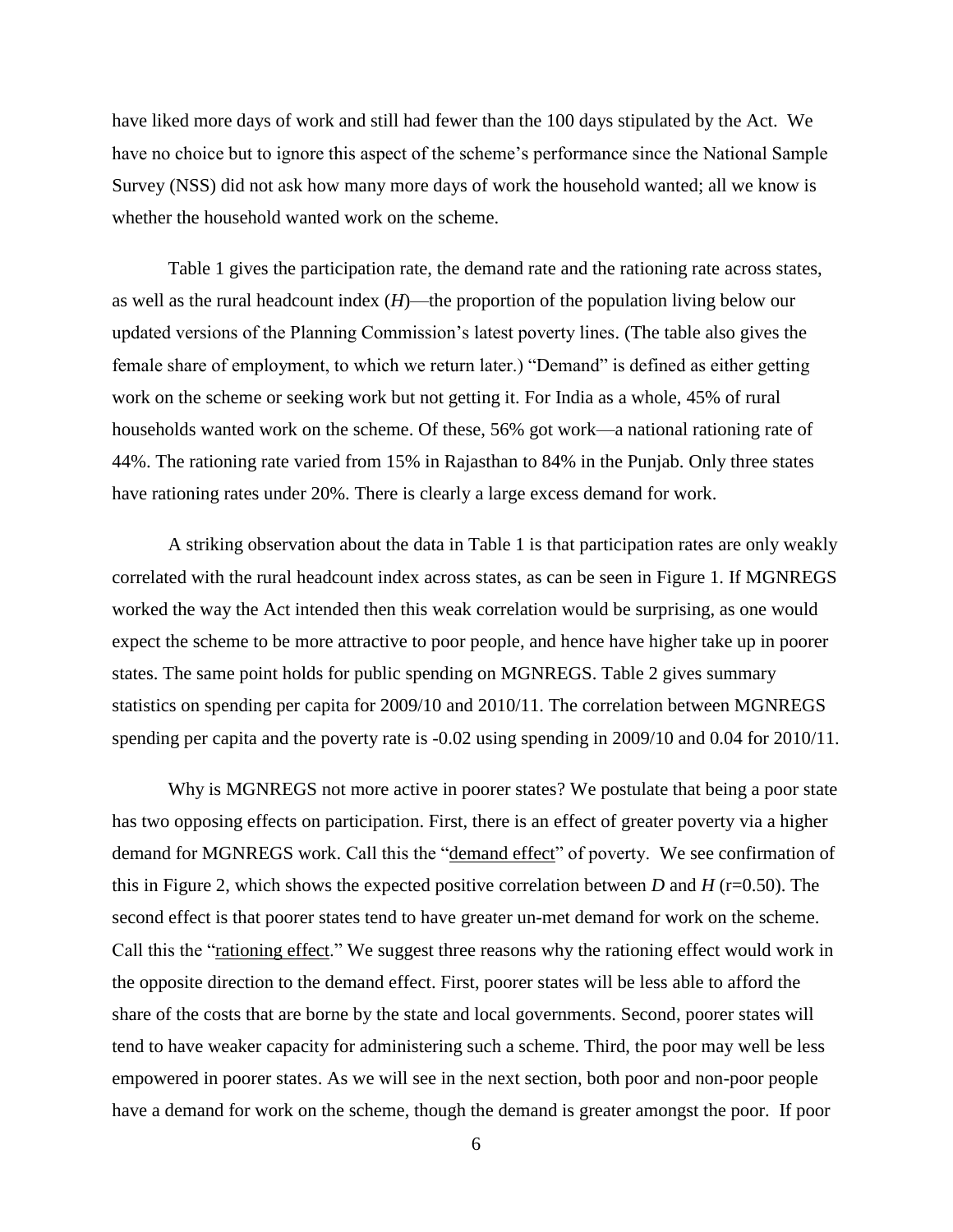have liked more days of work and still had fewer than the 100 days stipulated by the Act. We have no choice but to ignore this aspect of the scheme's performance since the National Sample Survey (NSS) did not ask how many more days of work the household wanted; all we know is whether the household wanted work on the scheme.

Table 1 gives the participation rate, the demand rate and the rationing rate across states, as well as the rural headcount index ($H$)—the proportion of the population living below our updated versions of the Planning Commission's latest poverty lines. (The table also gives the female share of employment, to which we return later.) "Demand" is defined as either getting work on the scheme or seeking work but not getting it. For India as a whole, 45% of rural households wanted work on the scheme. Of these, 56% got work—a national rationing rate of 44%. The rationing rate varied from 15% in Rajasthan to 84% in the Punjab. Only three states have rationing rates under 20%. There is clearly a large excess demand for work.

A striking observation about the data in Table 1 is that participation rates are only weakly correlated with the rural headcount index across states, as can be seen in Figure 1. If MGNREGS worked the way the Act intended then this weak correlation would be surprising, as one would expect the scheme to be more attractive to poor people, and hence have higher take up in poorer states. The same point holds for public spending on MGNREGS. Table 2 gives summary statistics on spending per capita for 2009/10 and 2010/11. The correlation between MGNREGS spending per capita and the poverty rate is -0.02 using spending in 2009/10 and 0.04 for 2010/11.

Why is MGNREGS not more active in poorer states? We postulate that being a poor state has two opposing effects on participation. First, there is an effect of greater poverty via a higher demand for MGNREGS work. Call this the "demand effect" of poverty. We see confirmation of this in Figure 2, which shows the expected positive correlation between $D$ and $H$ ($r=0.50$). The second effect is that poorer states tend to have greater un-met demand for work on the scheme. Call this the "rationing effect." We suggest three reasons why the rationing effect would work in the opposite direction to the demand effect. First, poorer states will be less able to afford the share of the costs that are borne by the state and local governments. Second, poorer states will tend to have weaker capacity for administering such a scheme. Third, the poor may well be less empowered in poorer states. As we will see in the next section, both poor and non-poor people have a demand for work on the scheme, though the demand is greater amongst the poor. If poor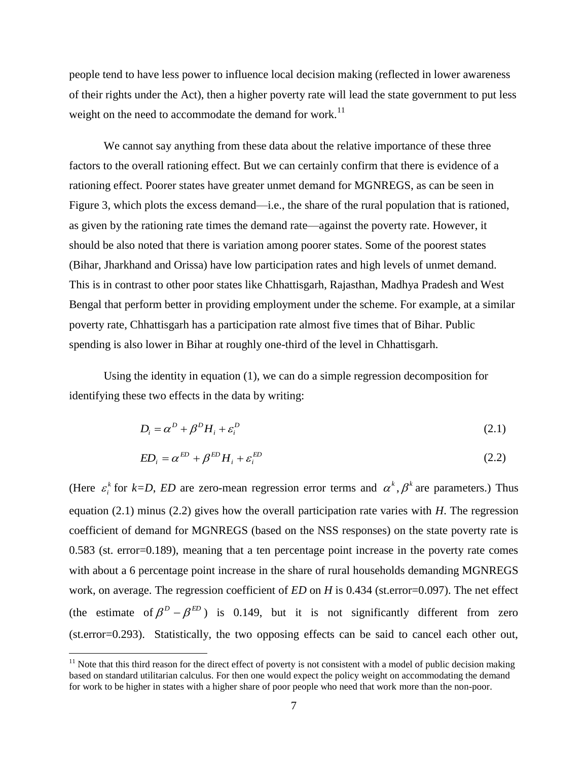people tend to have less power to influence local decision making (reflected in lower awareness of their rights under the Act), then a higher poverty rate will lead the state government to put less weight on the need to accommodate the demand for work.[11]

We cannot say anything from these data about the relative importance of these three factors to the overall rationing effect. But we can certainly confirm that there is evidence of a rationing effect. Poorer states have greater unmet demand for MGNREGS, as can be seen in Figure 3, which plots the excess demand—i.e., the share of the rural population that is rationed, as given by the rationing rate times the demand rate—against the poverty rate. However, it should be also noted that there is variation among poorer states. Some of the poorest states (Bihar, Jharkhand and Orissa) have low participation rates and high levels of unmet demand. This is in contrast to other poor states like Chhattisgarh, Rajasthan, Madhya Pradesh and West Bengal that perform better in providing employment under the scheme. For example, at a similar poverty rate, Chhattisgarh has a participation rate almost five times that of Bihar. Public spending is also lower in Bihar at roughly one-third of the level in Chhattisgarh.

Using the identity in equation (1), we can do a simple regression decomposition for identifying these two effects in the data by writing:

$$D_i = \alpha^D + \beta^D H_i + \varepsilon_i^D \tag{2.1}$$

$$ED_i = \alpha^{ED} + \beta^{ED} H_i + \varepsilon_i^{ED} \tag{2.2}$$

(Here $\varepsilon_i^k$ for $k$=$D$, $ED$ are zero-mean regression error terms and $\alpha^k, \beta^k$ are parameters.) Thus equation (2.1) minus (2.2) gives how the overall participation rate varies with $H$. The regression coefficient of demand for MGNREGS (based on the NSS responses) on the state poverty rate is 0.583 (st. error=0.189), meaning that a ten percentage point increase in the poverty rate comes with about a 6 percentage point increase in the share of rural households demanding MGNREGS work, on average. The regression coefficient of $ED$ on $H$ is 0.434 (st.error=0.097). The net effect (the estimate of $\beta^D - \beta^{ED}$) is 0.149, but it is not significantly different from zero (st.error=0.293). Statistically, the two opposing effects can be said to cancel each other out,

[11] Note that this third reason for the direct effect of poverty is not consistent with a model of public decision making based on standard utilitarian calculus. For then one would expect the policy weight on accommodating the demand for work to be higher in states with a higher share of poor people who need that work more than the non-poor.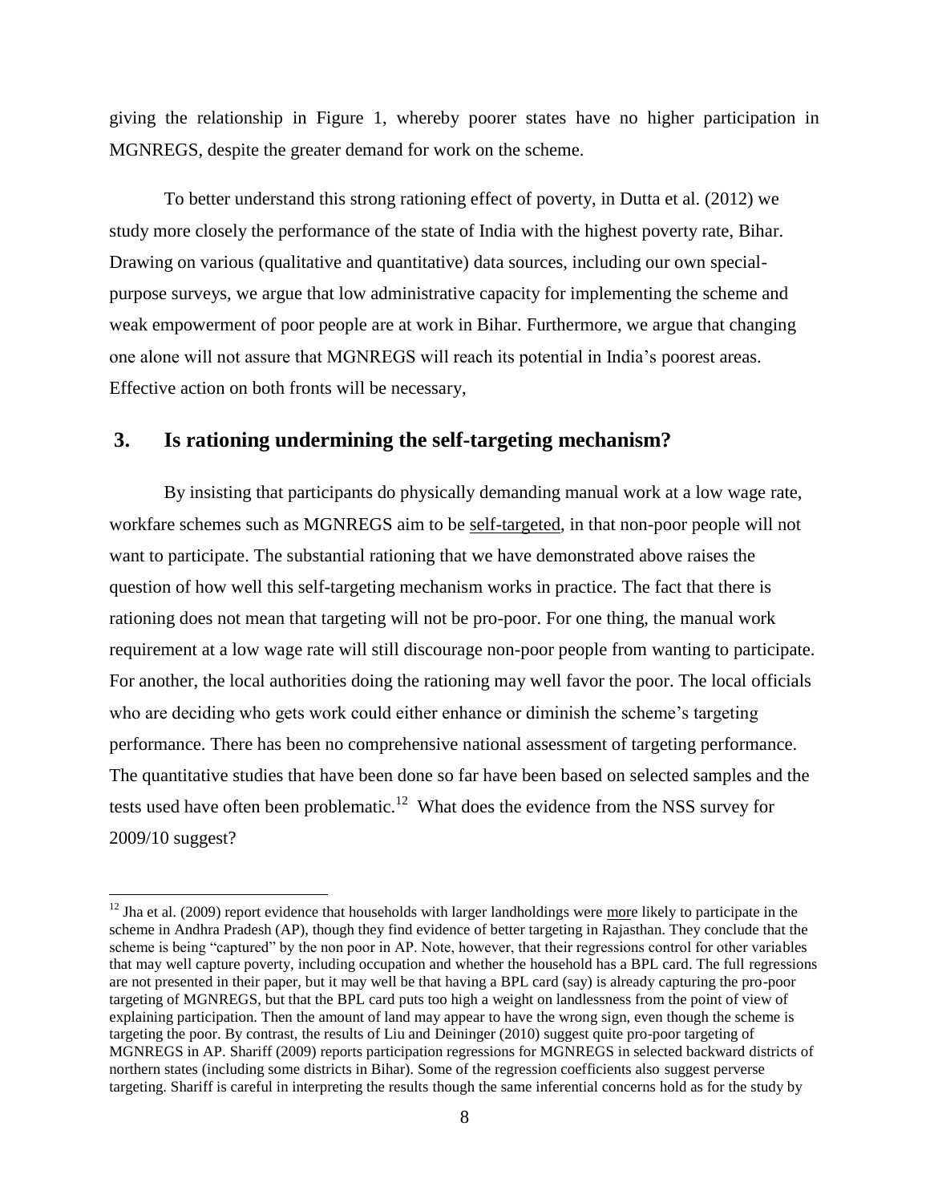giving the relationship in Figure 1, whereby poorer states have no higher participation in MGNREGS, despite the greater demand for work on the scheme.

To better understand this strong rationing effect of poverty, in Dutta et al. (2012) we study more closely the performance of the state of India with the highest poverty rate, Bihar. Drawing on various (qualitative and quantitative) data sources, including our own special-purpose surveys, we argue that low administrative capacity for implementing the scheme and weak empowerment of poor people are at work in Bihar. Furthermore, we argue that changing one alone will not assure that MGNREGS will reach its potential in India's poorest areas. Effective action on both fronts will be necessary,

## 3. Is rationing undermining the self-targeting mechanism?

By insisting that participants do physically demanding manual work at a low wage rate, workfare schemes such as MGNREGS aim to be self-targeted, in that non-poor people will not want to participate. The substantial rationing that we have demonstrated above raises the question of how well this self-targeting mechanism works in practice. The fact that there is rationing does not mean that targeting will not be pro-poor. For one thing, the manual work requirement at a low wage rate will still discourage non-poor people from wanting to participate. For another, the local authorities doing the rationing may well favor the poor. The local officials who are deciding who gets work could either enhance or diminish the scheme's targeting performance. There has been no comprehensive national assessment of targeting performance. The quantitative studies that have been done so far have been based on selected samples and the tests used have often been problematic.[12] What does the evidence from the NSS survey for 2009/10 suggest?

[12] Jha et al. (2009) report evidence that households with larger landholdings were more likely to participate in the scheme in Andhra Pradesh (AP), though they find evidence of better targeting in Rajasthan. They conclude that the scheme is being "captured" by the non poor in AP. Note, however, that their regressions control for other variables that may well capture poverty, including occupation and whether the household has a BPL card. The full regressions are not presented in their paper, but it may well be that having a BPL card (say) is already capturing the pro-poor targeting of MGNREGS, but that the BPL card puts too high a weight on landlessness from the point of view of explaining participation. Then the amount of land may appear to have the wrong sign, even though the scheme is targeting the poor. By contrast, the results of Liu and Deininger (2010) suggest quite pro-poor targeting of MGNREGS in AP. Shariff (2009) reports participation regressions for MGNREGS in selected backward districts of northern states (including some districts in Bihar). Some of the regression coefficients also suggest perverse targeting. Shariff is careful in interpreting the results though the same inferential concerns hold as for the study by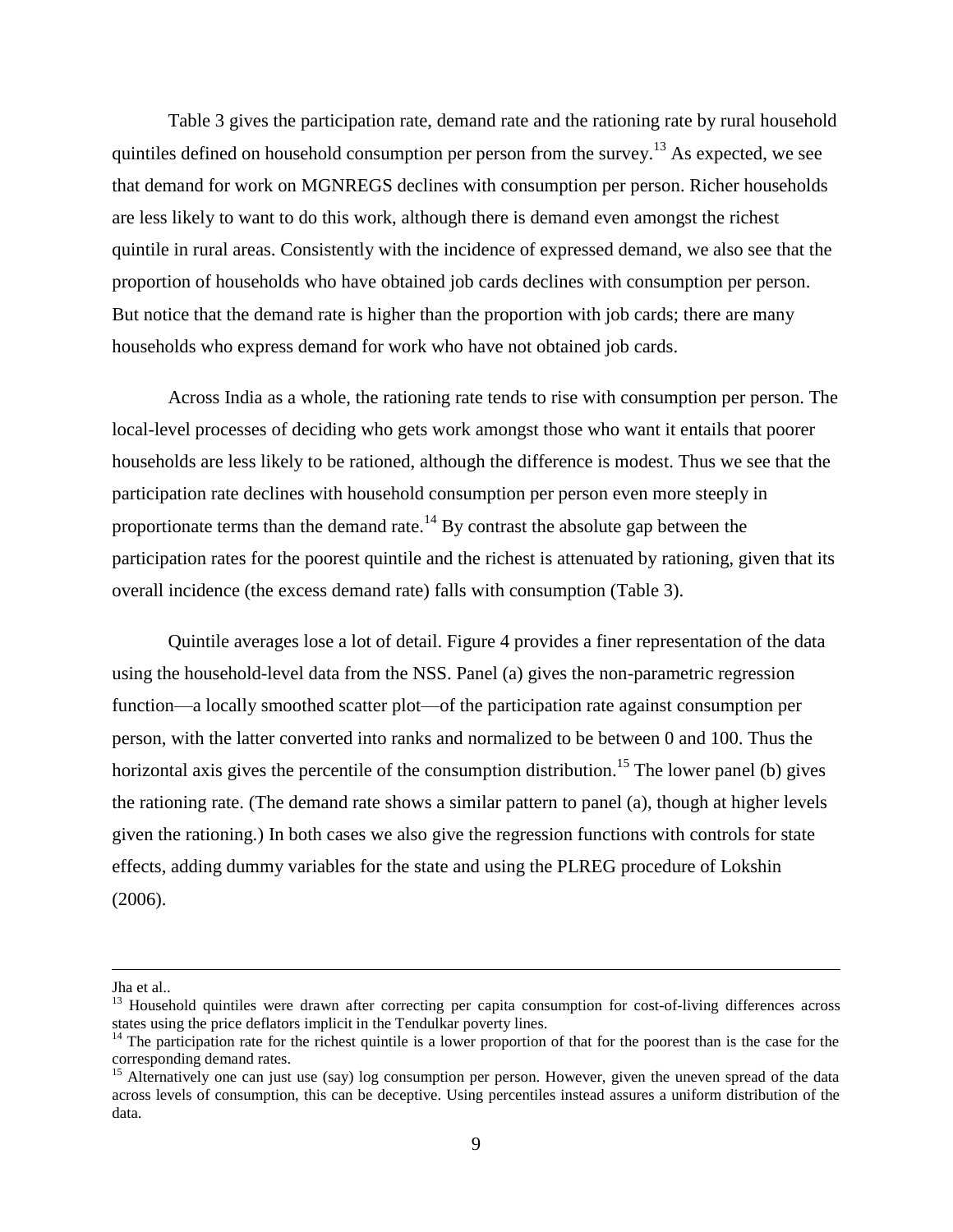Table 3 gives the participation rate, demand rate and the rationing rate by rural household quintiles defined on household consumption per person from the survey.[13] As expected, we see that demand for work on MGNREGS declines with consumption per person. Richer households are less likely to want to do this work, although there is demand even amongst the richest quintile in rural areas. Consistently with the incidence of expressed demand, we also see that the proportion of households who have obtained job cards declines with consumption per person. But notice that the demand rate is higher than the proportion with job cards; there are many households who express demand for work who have not obtained job cards.

Across India as a whole, the rationing rate tends to rise with consumption per person. The local-level processes of deciding who gets work amongst those who want it entails that poorer households are less likely to be rationed, although the difference is modest. Thus we see that the participation rate declines with household consumption per person even more steeply in proportionate terms than the demand rate.[14] By contrast the absolute gap between the participation rates for the poorest quintile and the richest is attenuated by rationing, given that its overall incidence (the excess demand rate) falls with consumption (Table 3).

Quintile averages lose a lot of detail. Figure 4 provides a finer representation of the data using the household-level data from the NSS. Panel (a) gives the non-parametric regression function—a locally smoothed scatter plot—of the participation rate against consumption per person, with the latter converted into ranks and normalized to be between 0 and 100. Thus the horizontal axis gives the percentile of the consumption distribution.[15] The lower panel (b) gives the rationing rate. (The demand rate shows a similar pattern to panel (a), though at higher levels given the rationing.) In both cases we also give the regression functions with controls for state effects, adding dummy variables for the state and using the PLREG procedure of Lokshin (2006).

---

Jha et al..

[13] Household quintiles were drawn after correcting per capita consumption for cost-of-living differences across states using the price deflators implicit in the Tendulkar poverty lines.

[14] The participation rate for the richest quintile is a lower proportion of that for the poorest than is the case for the corresponding demand rates.

[15] Alternatively one can just use (say) log consumption per person. However, given the uneven spread of the data across levels of consumption, this can be deceptive. Using percentiles instead assures a uniform distribution of the data.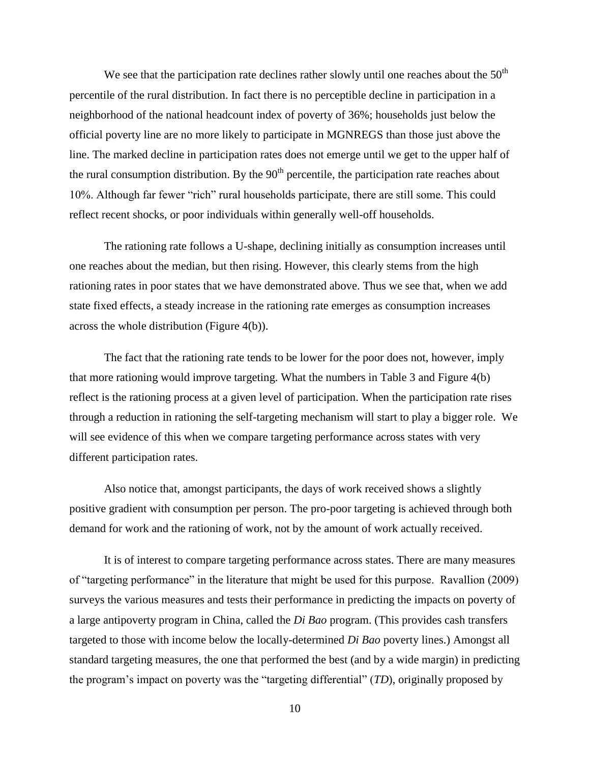We see that the participation rate declines rather slowly until one reaches about the 50th percentile of the rural distribution. In fact there is no perceptible decline in participation in a neighborhood of the national headcount index of poverty of 36%; households just below the official poverty line are no more likely to participate in MGNREGS than those just above the line. The marked decline in participation rates does not emerge until we get to the upper half of the rural consumption distribution. By the 90th percentile, the participation rate reaches about 10%. Although far fewer "rich" rural households participate, there are still some. This could reflect recent shocks, or poor individuals within generally well-off households.

The rationing rate follows a U-shape, declining initially as consumption increases until one reaches about the median, but then rising. However, this clearly stems from the high rationing rates in poor states that we have demonstrated above. Thus we see that, when we add state fixed effects, a steady increase in the rationing rate emerges as consumption increases across the whole distribution (Figure 4(b)).

The fact that the rationing rate tends to be lower for the poor does not, however, imply that more rationing would improve targeting. What the numbers in Table 3 and Figure 4(b) reflect is the rationing process at a given level of participation. When the participation rate rises through a reduction in rationing the self-targeting mechanism will start to play a bigger role. We will see evidence of this when we compare targeting performance across states with very different participation rates.

Also notice that, amongst participants, the days of work received shows a slightly positive gradient with consumption per person. The pro-poor targeting is achieved through both demand for work and the rationing of work, not by the amount of work actually received.

It is of interest to compare targeting performance across states. There are many measures of "targeting performance" in the literature that might be used for this purpose. Ravallion (2009) surveys the various measures and tests their performance in predicting the impacts on poverty of a large antipoverty program in China, called the *Di Bao* program. (This provides cash transfers targeted to those with income below the locally-determined *Di Bao* poverty lines.) Amongst all standard targeting measures, the one that performed the best (and by a wide margin) in predicting the program's impact on poverty was the "targeting differential" (*TD*), originally proposed by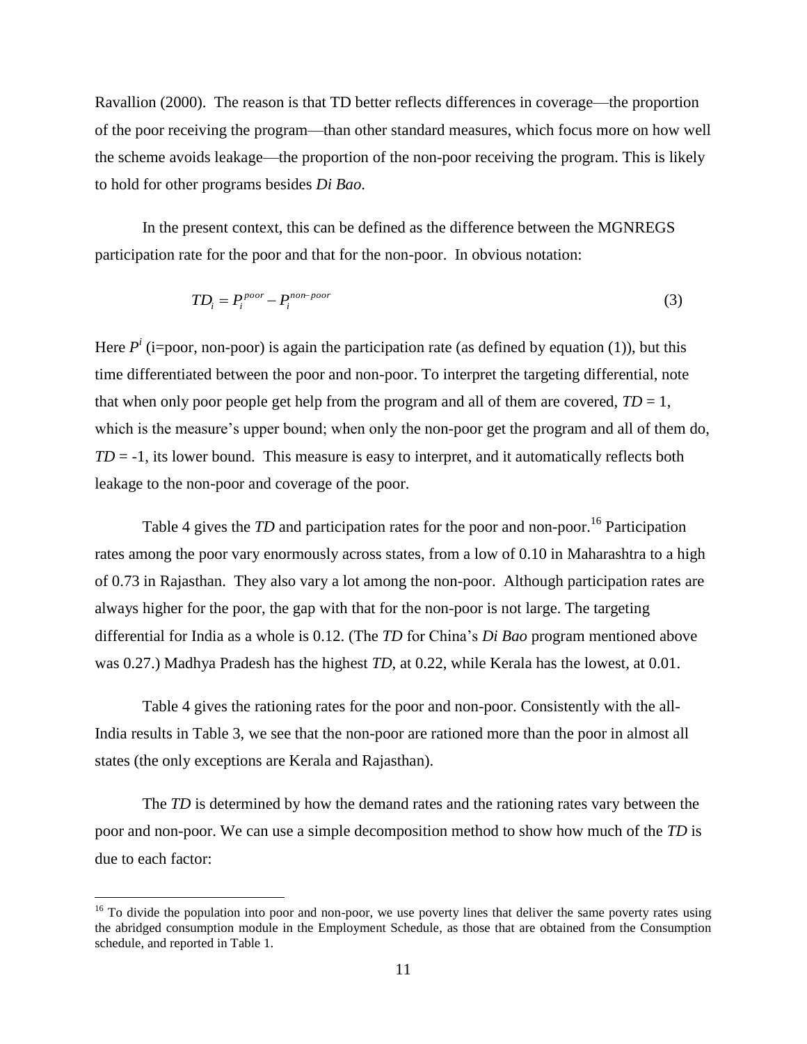Ravallion (2000). The reason is that TD better reflects differences in coverage—the proportion of the poor receiving the program—than other standard measures, which focus more on how well the scheme avoids leakage—the proportion of the non-poor receiving the program. This is likely to hold for other programs besides *Di Bao*.

In the present context, this can be defined as the difference between the MGNREGS participation rate for the poor and that for the non-poor. In obvious notation:

$$TD_i = P_i^{poor} - P_i^{non-poor} \tag{3}$$

Here $P^i$ (i=poor, non-poor) is again the participation rate (as defined by equation (1)), but this time differentiated between the poor and non-poor. To interpret the targeting differential, note that when only poor people get help from the program and all of them are covered, $TD = 1$, which is the measure's upper bound; when only the non-poor get the program and all of them do, $TD = -1$, its lower bound. This measure is easy to interpret, and it automatically reflects both leakage to the non-poor and coverage of the poor.

Table 4 gives the *TD* and participation rates for the poor and non-poor.[16] Participation rates among the poor vary enormously across states, from a low of 0.10 in Maharashtra to a high of 0.73 in Rajasthan. They also vary a lot among the non-poor. Although participation rates are always higher for the poor, the gap with that for the non-poor is not large. The targeting differential for India as a whole is 0.12. (The *TD* for China's *Di Bao* program mentioned above was 0.27.) Madhya Pradesh has the highest *TD*, at 0.22, while Kerala has the lowest, at 0.01.

Table 4 gives the rationing rates for the poor and non-poor. Consistently with the all-India results in Table 3, we see that the non-poor are rationed more than the poor in almost all states (the only exceptions are Kerala and Rajasthan).

The *TD* is determined by how the demand rates and the rationing rates vary between the poor and non-poor. We can use a simple decomposition method to show how much of the *TD* is due to each factor:

[16] To divide the population into poor and non-poor, we use poverty lines that deliver the same poverty rates using the abridged consumption module in the Employment Schedule, as those that are obtained from the Consumption schedule, and reported in Table 1.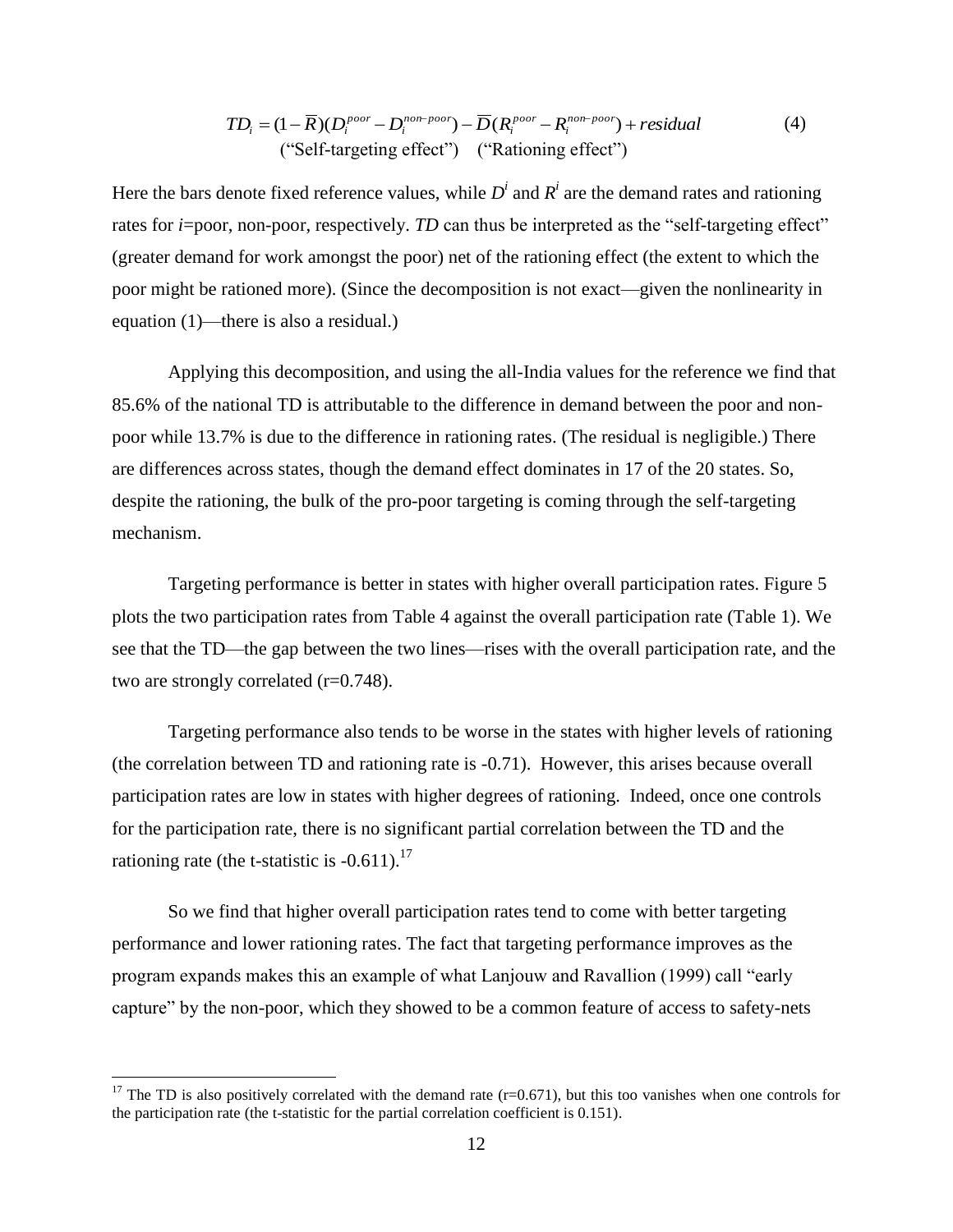$$TD_i = (1 - \overline{R})(D_i^{poor} - D_i^{non-poor}) - \overline{D}(R_i^{poor} - R_i^{non-poor}) + residual \qquad (4)$$

("Self-targeting effect") ("Rationing effect")

Here the bars denote fixed reference values, while $D^i$ and $R^i$ are the demand rates and rationing rates for *i*=poor, non-poor, respectively. *TD* can thus be interpreted as the "self-targeting effect" (greater demand for work amongst the poor) net of the rationing effect (the extent to which the poor might be rationed more). (Since the decomposition is not exact—given the nonlinearity in equation (1)—there is also a residual.)

Applying this decomposition, and using the all-India values for the reference we find that 85.6% of the national TD is attributable to the difference in demand between the poor and non-poor while 13.7% is due to the difference in rationing rates. (The residual is negligible.) There are differences across states, though the demand effect dominates in 17 of the 20 states. So, despite the rationing, the bulk of the pro-poor targeting is coming through the self-targeting mechanism.

Targeting performance is better in states with higher overall participation rates. Figure 5 plots the two participation rates from Table 4 against the overall participation rate (Table 1). We see that the TD—the gap between the two lines—rises with the overall participation rate, and the two are strongly correlated (r=0.748).

Targeting performance also tends to be worse in the states with higher levels of rationing (the correlation between TD and rationing rate is -0.71). However, this arises because overall participation rates are low in states with higher degrees of rationing. Indeed, once one controls for the participation rate, there is no significant partial correlation between the TD and the rationing rate (the t-statistic is -0.611).[17]

So we find that higher overall participation rates tend to come with better targeting performance and lower rationing rates. The fact that targeting performance improves as the program expands makes this an example of what Lanjouw and Ravallion (1999) call "early capture" by the non-poor, which they showed to be a common feature of access to safety-nets

[17] The TD is also positively correlated with the demand rate (r=0.671), but this too vanishes when one controls for the participation rate (the t-statistic for the partial correlation coefficient is 0.151).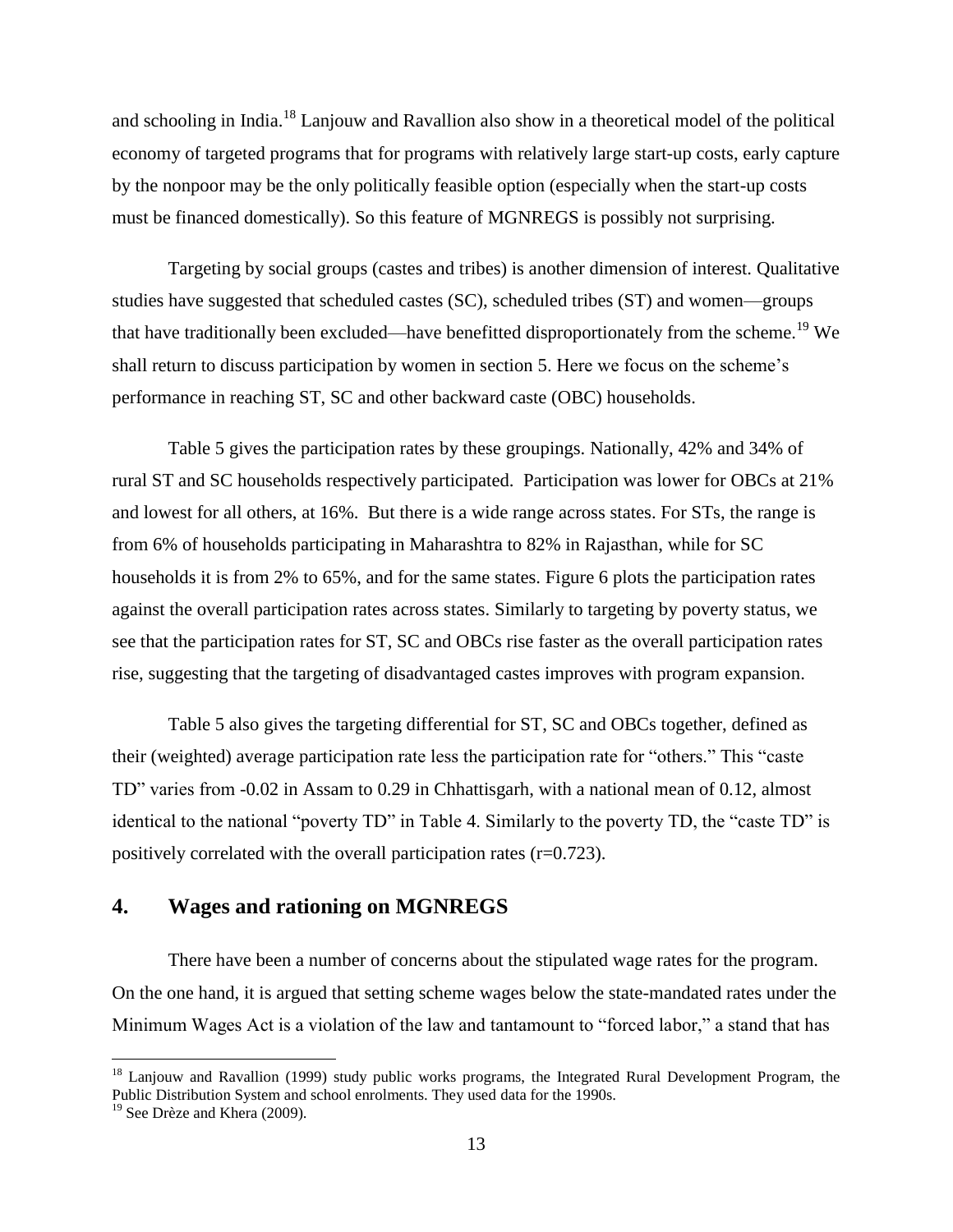and schooling in India.[18] Lanjouw and Ravallion also show in a theoretical model of the political economy of targeted programs that for programs with relatively large start-up costs, early capture by the nonpoor may be the only politically feasible option (especially when the start-up costs must be financed domestically). So this feature of MGNREGS is possibly not surprising.

Targeting by social groups (castes and tribes) is another dimension of interest. Qualitative studies have suggested that scheduled castes (SC), scheduled tribes (ST) and women—groups that have traditionally been excluded—have benefitted disproportionately from the scheme.[19] We shall return to discuss participation by women in section 5. Here we focus on the scheme's performance in reaching ST, SC and other backward caste (OBC) households.

Table 5 gives the participation rates by these groupings. Nationally, 42% and 34% of rural ST and SC households respectively participated. Participation was lower for OBCs at 21% and lowest for all others, at 16%. But there is a wide range across states. For STs, the range is from 6% of households participating in Maharashtra to 82% in Rajasthan, while for SC households it is from 2% to 65%, and for the same states. Figure 6 plots the participation rates against the overall participation rates across states. Similarly to targeting by poverty status, we see that the participation rates for ST, SC and OBCs rise faster as the overall participation rates rise, suggesting that the targeting of disadvantaged castes improves with program expansion.

Table 5 also gives the targeting differential for ST, SC and OBCs together, defined as their (weighted) average participation rate less the participation rate for "others." This "caste TD" varies from -0.02 in Assam to 0.29 in Chhattisgarh, with a national mean of 0.12, almost identical to the national "poverty TD" in Table 4. Similarly to the poverty TD, the "caste TD" is positively correlated with the overall participation rates (r=0.723).

## 4. Wages and rationing on MGNREGS

There have been a number of concerns about the stipulated wage rates for the program. On the one hand, it is argued that setting scheme wages below the state-mandated rates under the Minimum Wages Act is a violation of the law and tantamount to "forced labor," a stand that has

---

[18] Lanjouw and Ravallion (1999) study public works programs, the Integrated Rural Development Program, the Public Distribution System and school enrolments. They used data for the 1990s.

[19] See Drèze and Khera (2009).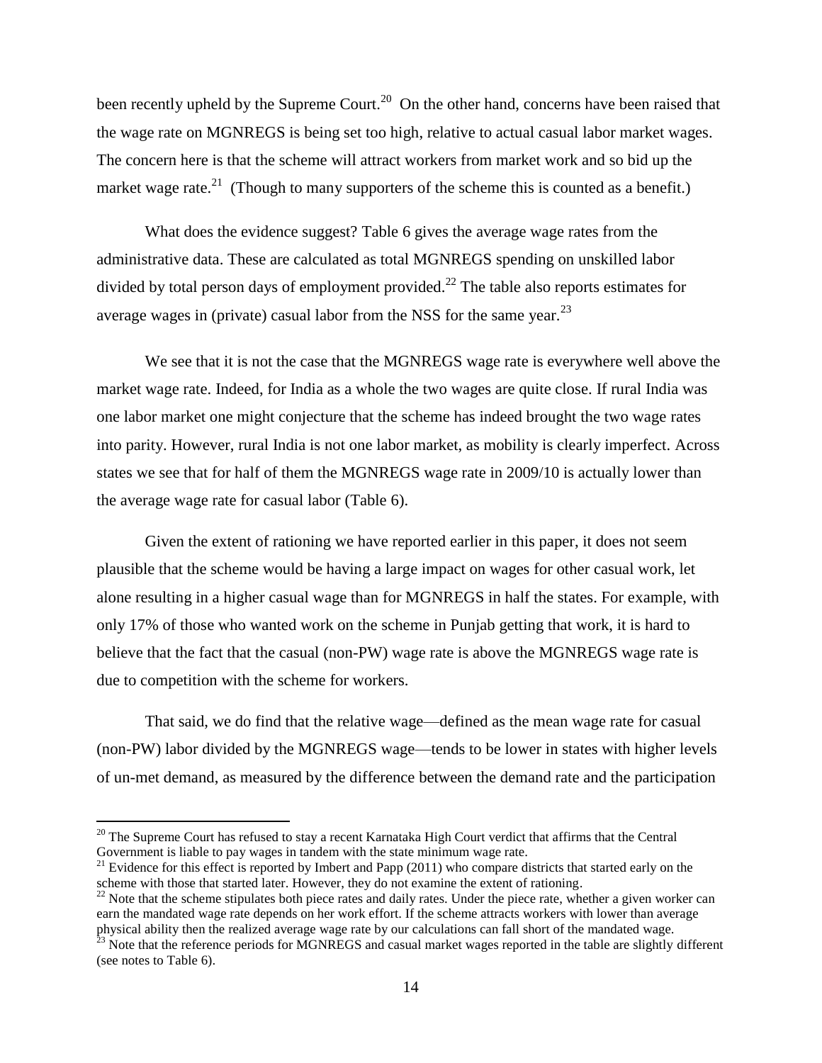been recently upheld by the Supreme Court.[20] On the other hand, concerns have been raised that the wage rate on MGNREGS is being set too high, relative to actual casual labor market wages. The concern here is that the scheme will attract workers from market work and so bid up the market wage rate.[21] (Though to many supporters of the scheme this is counted as a benefit.)

What does the evidence suggest? Table 6 gives the average wage rates from the administrative data. These are calculated as total MGNREGS spending on unskilled labor divided by total person days of employment provided.[22] The table also reports estimates for average wages in (private) casual labor from the NSS for the same year.[23]

We see that it is not the case that the MGNREGS wage rate is everywhere well above the market wage rate. Indeed, for India as a whole the two wages are quite close. If rural India was one labor market one might conjecture that the scheme has indeed brought the two wage rates into parity. However, rural India is not one labor market, as mobility is clearly imperfect. Across states we see that for half of them the MGNREGS wage rate in 2009/10 is actually lower than the average wage rate for casual labor (Table 6).

Given the extent of rationing we have reported earlier in this paper, it does not seem plausible that the scheme would be having a large impact on wages for other casual work, let alone resulting in a higher casual wage than for MGNREGS in half the states. For example, with only 17% of those who wanted work on the scheme in Punjab getting that work, it is hard to believe that the fact that the casual (non-PW) wage rate is above the MGNREGS wage rate is due to competition with the scheme for workers.

That said, we do find that the relative wage—defined as the mean wage rate for casual (non-PW) labor divided by the MGNREGS wage—tends to be lower in states with higher levels of un-met demand, as measured by the difference between the demand rate and the participation

---

[20] The Supreme Court has refused to stay a recent Karnataka High Court verdict that affirms that the Central Government is liable to pay wages in tandem with the state minimum wage rate.

[21] Evidence for this effect is reported by Imbert and Papp (2011) who compare districts that started early on the scheme with those that started later. However, they do not examine the extent of rationing.

[22] Note that the scheme stipulates both piece rates and daily rates. Under the piece rate, whether a given worker can earn the mandated wage rate depends on her work effort. If the scheme attracts workers with lower than average physical ability then the realized average wage rate by our calculations can fall short of the mandated wage.

[23] Note that the reference periods for MGNREGS and casual market wages reported in the table are slightly different (see notes to Table 6).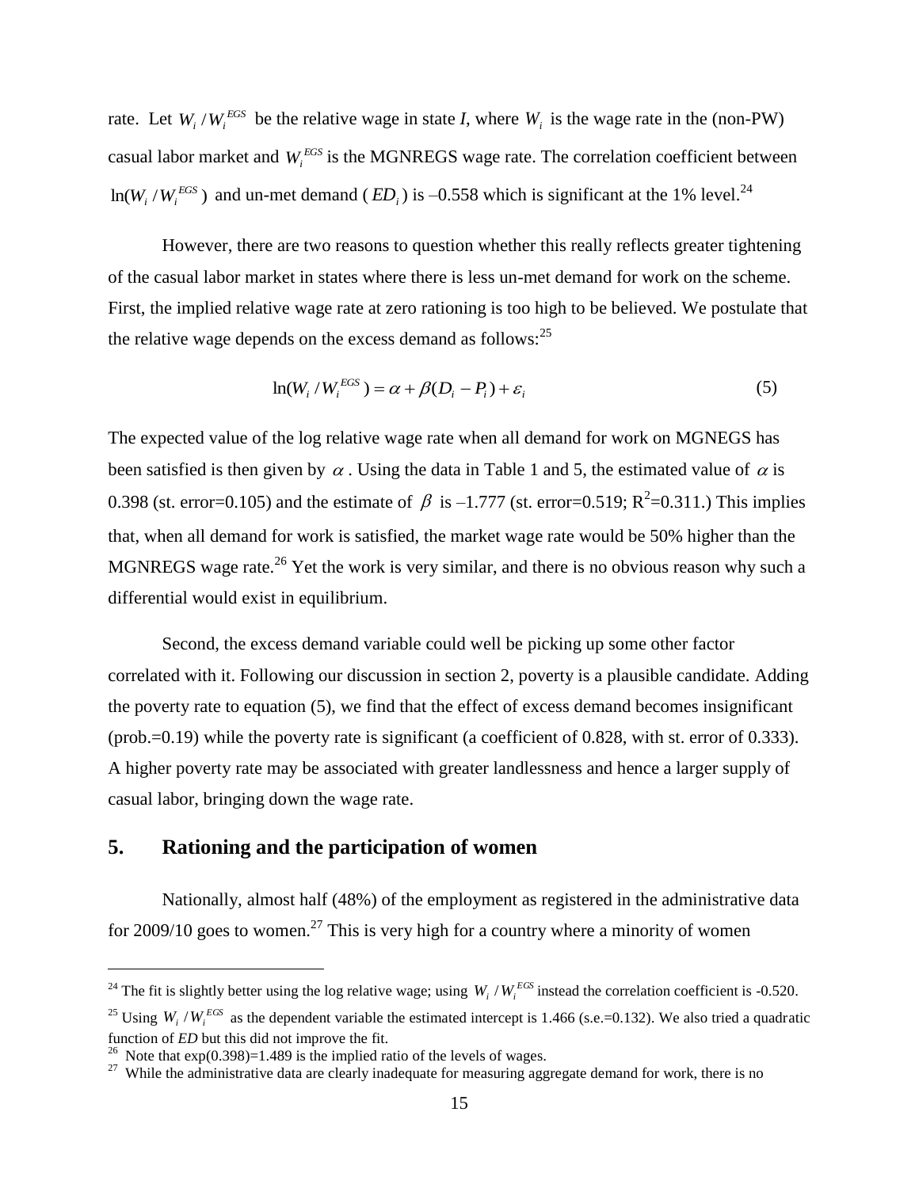rate. Let $W_i / W_i^{EGS}$ be the relative wage in state *I*, where $W_i$ is the wage rate in the (non-PW) casual labor market and $W_i^{EGS}$ is the MGNREGS wage rate. The correlation coefficient between $\ln(W_i / W_i^{EGS})$ and un-met demand ($ED_i$) is –0.558 which is significant at the 1% level.[24]

However, there are two reasons to question whether this really reflects greater tightening of the casual labor market in states where there is less un-met demand for work on the scheme. First, the implied relative wage rate at zero rationing is too high to be believed. We postulate that the relative wage depends on the excess demand as follows:[25]

$$\ln(W_i / W_i^{EGS}) = \alpha + \beta(D_i - P_i) + \varepsilon_i \tag{5}$$

The expected value of the log relative wage rate when all demand for work on MGNEGS has been satisfied is then given by $\alpha$. Using the data in Table 1 and 5, the estimated value of $\alpha$ is 0.398 (st. error=0.105) and the estimate of $\beta$ is –1.777 (st. error=0.519; $R^2$=0.311.) This implies that, when all demand for work is satisfied, the market wage rate would be 50% higher than the MGNREGS wage rate.[26] Yet the work is very similar, and there is no obvious reason why such a differential would exist in equilibrium.

Second, the excess demand variable could well be picking up some other factor correlated with it. Following our discussion in section 2, poverty is a plausible candidate. Adding the poverty rate to equation (5), we find that the effect of excess demand becomes insignificant (prob.=0.19) while the poverty rate is significant (a coefficient of 0.828, with st. error of 0.333). A higher poverty rate may be associated with greater landlessness and hence a larger supply of casual labor, bringing down the wage rate.

## 5. Rationing and the participation of women

Nationally, almost half (48%) of the employment as registered in the administrative data for 2009/10 goes to women.[27] This is very high for a country where a minority of women

---

[24] The fit is slightly better using the log relative wage; using $W_i / W_i^{EGS}$ instead the correlation coefficient is -0.520.

[25] Using $W_i / W_i^{EGS}$ as the dependent variable the estimated intercept is 1.466 (s.e.=0.132). We also tried a quadratic function of *ED* but this did not improve the fit.

[26] Note that exp(0.398)=1.489 is the implied ratio of the levels of wages.

[27] While the administrative data are clearly inadequate for measuring aggregate demand for work, there is no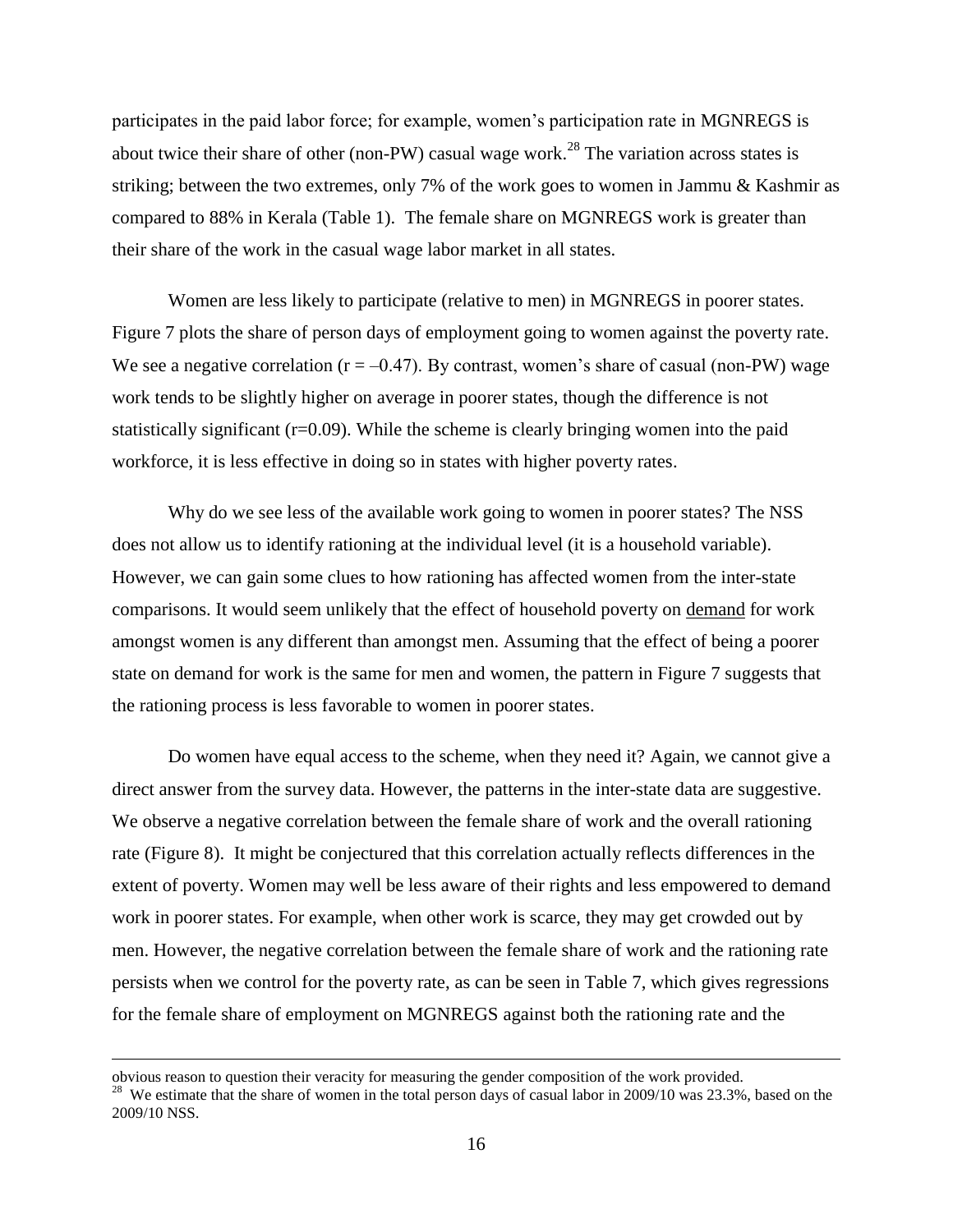participates in the paid labor force; for example, women's participation rate in MGNREGS is about twice their share of other (non-PW) casual wage work.[28] The variation across states is striking; between the two extremes, only 7% of the work goes to women in Jammu & Kashmir as compared to 88% in Kerala (Table 1). The female share on MGNREGS work is greater than their share of the work in the casual wage labor market in all states.

Women are less likely to participate (relative to men) in MGNREGS in poorer states. Figure 7 plots the share of person days of employment going to women against the poverty rate. We see a negative correlation ($r = -0.47$). By contrast, women's share of casual (non-PW) wage work tends to be slightly higher on average in poorer states, though the difference is not statistically significant ($r=0.09$). While the scheme is clearly bringing women into the paid workforce, it is less effective in doing so in states with higher poverty rates.

Why do we see less of the available work going to women in poorer states? The NSS does not allow us to identify rationing at the individual level (it is a household variable). However, we can gain some clues to how rationing has affected women from the inter-state comparisons. It would seem unlikely that the effect of household poverty on <u>demand</u> for work amongst women is any different than amongst men. Assuming that the effect of being a poorer state on demand for work is the same for men and women, the pattern in Figure 7 suggests that the rationing process is less favorable to women in poorer states.

Do women have equal access to the scheme, when they need it? Again, we cannot give a direct answer from the survey data. However, the patterns in the inter-state data are suggestive. We observe a negative correlation between the female share of work and the overall rationing rate (Figure 8). It might be conjectured that this correlation actually reflects differences in the extent of poverty. Women may well be less aware of their rights and less empowered to demand work in poorer states. For example, when other work is scarce, they may get crowded out by men. However, the negative correlation between the female share of work and the rationing rate persists when we control for the poverty rate, as can be seen in Table 7, which gives regressions for the female share of employment on MGNREGS against both the rationing rate and the

---

obvious reason to question their veracity for measuring the gender composition of the work provided.

[28] We estimate that the share of women in the total person days of casual labor in 2009/10 was 23.3%, based on the 2009/10 NSS.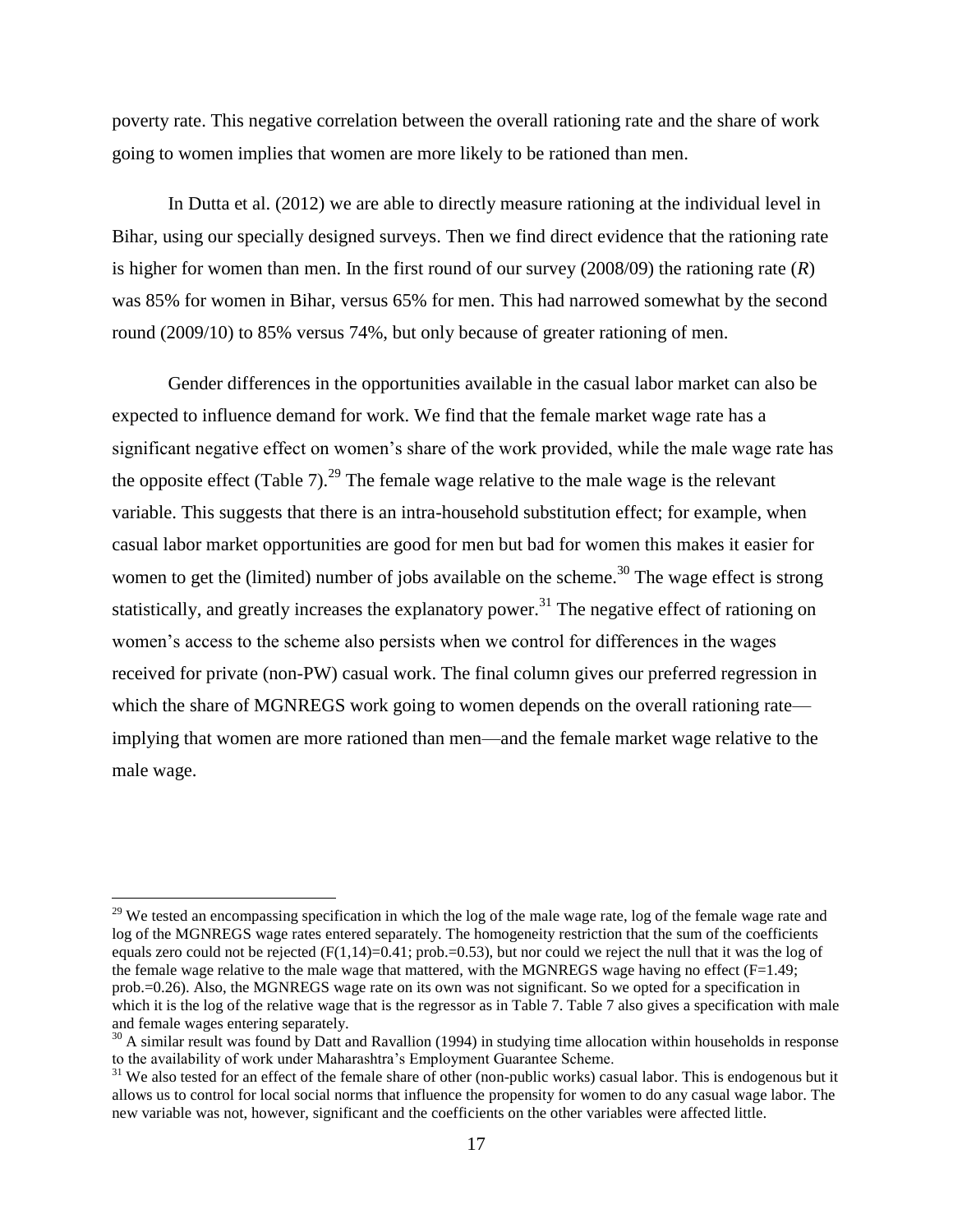poverty rate. This negative correlation between the overall rationing rate and the share of work going to women implies that women are more likely to be rationed than men.

In Dutta et al. (2012) we are able to directly measure rationing at the individual level in Bihar, using our specially designed surveys. Then we find direct evidence that the rationing rate is higher for women than men. In the first round of our survey (2008/09) the rationing rate ($R$) was 85% for women in Bihar, versus 65% for men. This had narrowed somewhat by the second round (2009/10) to 85% versus 74%, but only because of greater rationing of men.

Gender differences in the opportunities available in the casual labor market can also be expected to influence demand for work. We find that the female market wage rate has a significant negative effect on women's share of the work provided, while the male wage rate has the opposite effect (Table 7).[29] The female wage relative to the male wage is the relevant variable. This suggests that there is an intra-household substitution effect; for example, when casual labor market opportunities are good for men but bad for women this makes it easier for women to get the (limited) number of jobs available on the scheme.[30] The wage effect is strong statistically, and greatly increases the explanatory power.[31] The negative effect of rationing on women's access to the scheme also persists when we control for differences in the wages received for private (non-PW) casual work. The final column gives our preferred regression in which the share of MGNREGS work going to women depends on the overall rationing rate—implying that women are more rationed than men—and the female market wage relative to the male wage.

---

[29] We tested an encompassing specification in which the log of the male wage rate, log of the female wage rate and log of the MGNREGS wage rates entered separately. The homogeneity restriction that the sum of the coefficients equals zero could not be rejected ($F(1,14)=0.41$; prob.=0.53), but nor could we reject the null that it was the log of the female wage relative to the male wage that mattered, with the MGNREGS wage having no effect ($F=1.49$; prob.=0.26). Also, the MGNREGS wage rate on its own was not significant. So we opted for a specification in which it is the log of the relative wage that is the regressor as in Table 7. Table 7 also gives a specification with male and female wages entering separately.

[30] A similar result was found by Datt and Ravallion (1994) in studying time allocation within households in response to the availability of work under Maharashtra's Employment Guarantee Scheme.

[31] We also tested for an effect of the female share of other (non-public works) casual labor. This is endogenous but it allows us to control for local social norms that influence the propensity for women to do any casual wage labor. The new variable was not, however, significant and the coefficients on the other variables were affected little.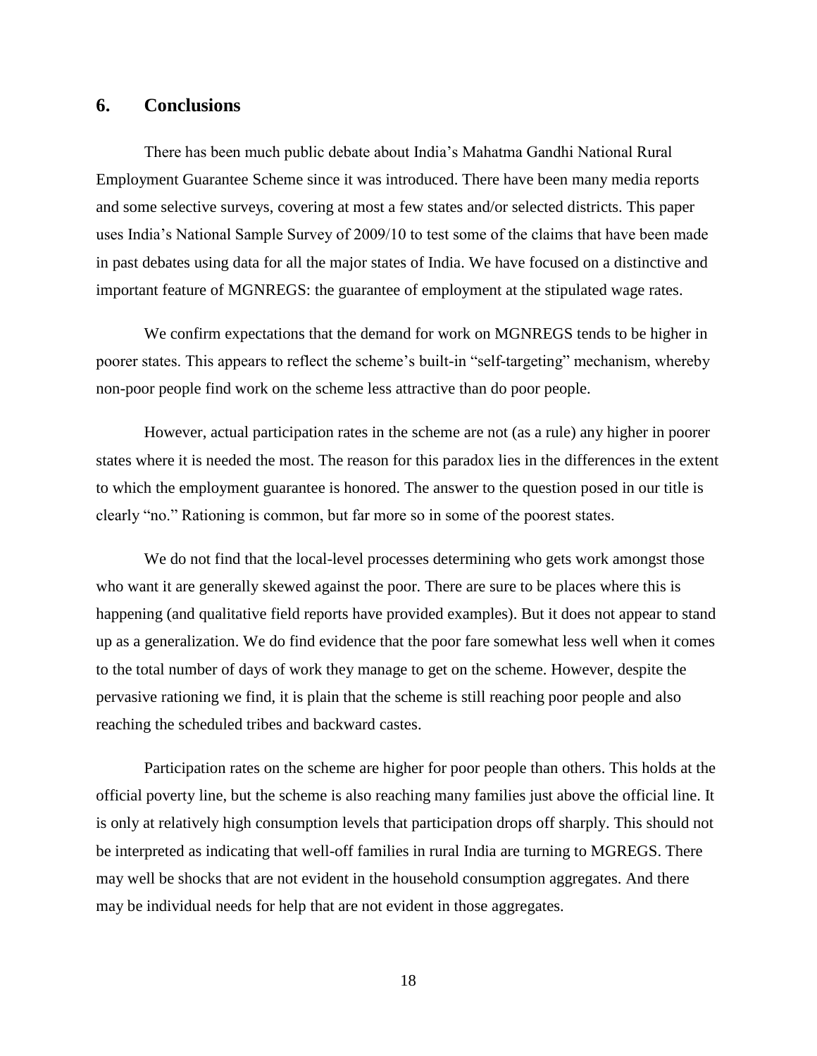## 6. Conclusions

There has been much public debate about India's Mahatma Gandhi National Rural Employment Guarantee Scheme since it was introduced. There have been many media reports and some selective surveys, covering at most a few states and/or selected districts. This paper uses India's National Sample Survey of 2009/10 to test some of the claims that have been made in past debates using data for all the major states of India. We have focused on a distinctive and important feature of MGNREGS: the guarantee of employment at the stipulated wage rates.

We confirm expectations that the demand for work on MGNREGS tends to be higher in poorer states. This appears to reflect the scheme's built-in "self-targeting" mechanism, whereby non-poor people find work on the scheme less attractive than do poor people.

However, actual participation rates in the scheme are not (as a rule) any higher in poorer states where it is needed the most. The reason for this paradox lies in the differences in the extent to which the employment guarantee is honored. The answer to the question posed in our title is clearly "no." Rationing is common, but far more so in some of the poorest states.

We do not find that the local-level processes determining who gets work amongst those who want it are generally skewed against the poor. There are sure to be places where this is happening (and qualitative field reports have provided examples). But it does not appear to stand up as a generalization. We do find evidence that the poor fare somewhat less well when it comes to the total number of days of work they manage to get on the scheme. However, despite the pervasive rationing we find, it is plain that the scheme is still reaching poor people and also reaching the scheduled tribes and backward castes.

Participation rates on the scheme are higher for poor people than others. This holds at the official poverty line, but the scheme is also reaching many families just above the official line. It is only at relatively high consumption levels that participation drops off sharply. This should not be interpreted as indicating that well-off families in rural India are turning to MGREGS. There may well be shocks that are not evident in the household consumption aggregates. And there may be individual needs for help that are not evident in those aggregates.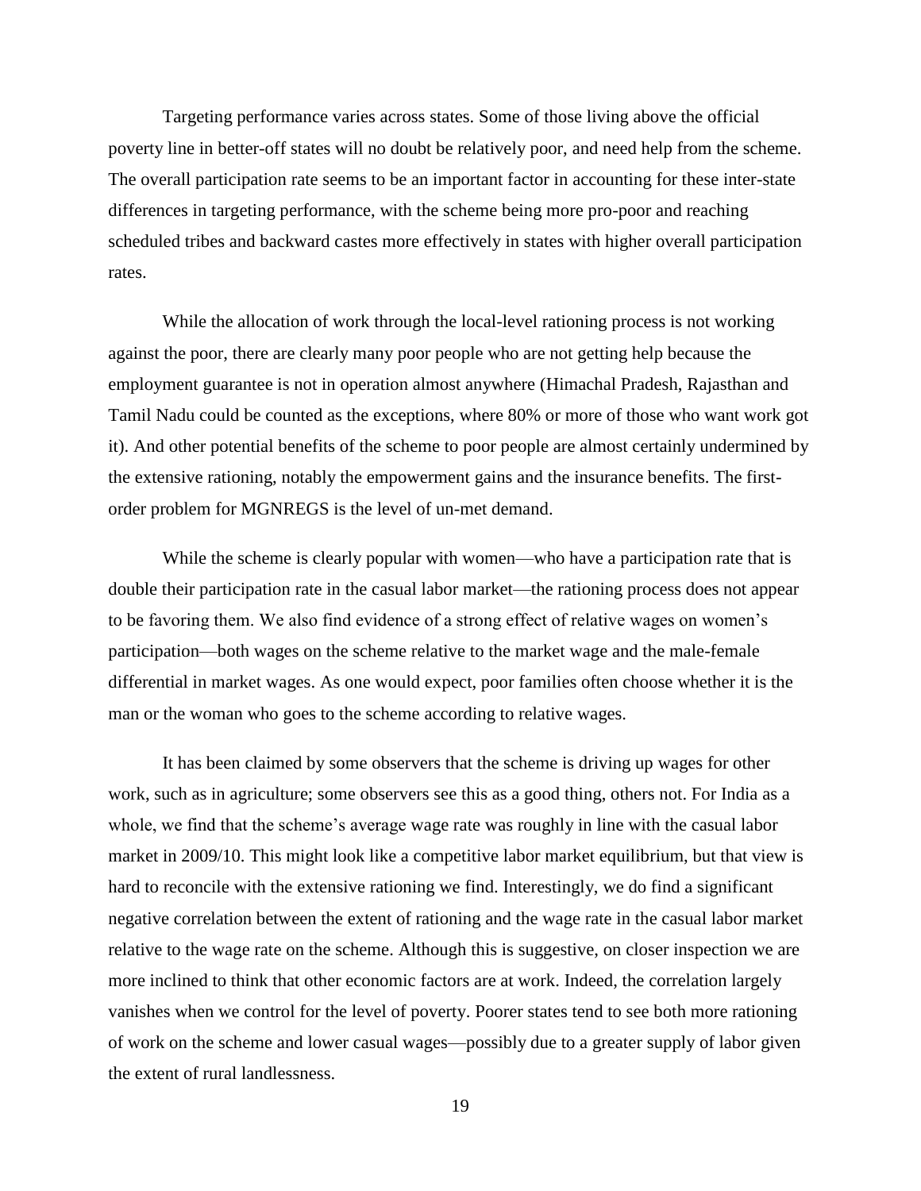Targeting performance varies across states. Some of those living above the official poverty line in better-off states will no doubt be relatively poor, and need help from the scheme. The overall participation rate seems to be an important factor in accounting for these inter-state differences in targeting performance, with the scheme being more pro-poor and reaching scheduled tribes and backward castes more effectively in states with higher overall participation rates.

While the allocation of work through the local-level rationing process is not working against the poor, there are clearly many poor people who are not getting help because the employment guarantee is not in operation almost anywhere (Himachal Pradesh, Rajasthan and Tamil Nadu could be counted as the exceptions, where 80% or more of those who want work got it). And other potential benefits of the scheme to poor people are almost certainly undermined by the extensive rationing, notably the empowerment gains and the insurance benefits. The first-order problem for MGNREGS is the level of un-met demand.

While the scheme is clearly popular with women—who have a participation rate that is double their participation rate in the casual labor market—the rationing process does not appear to be favoring them. We also find evidence of a strong effect of relative wages on women's participation—both wages on the scheme relative to the market wage and the male-female differential in market wages. As one would expect, poor families often choose whether it is the man or the woman who goes to the scheme according to relative wages.

It has been claimed by some observers that the scheme is driving up wages for other work, such as in agriculture; some observers see this as a good thing, others not. For India as a whole, we find that the scheme's average wage rate was roughly in line with the casual labor market in 2009/10. This might look like a competitive labor market equilibrium, but that view is hard to reconcile with the extensive rationing we find. Interestingly, we do find a significant negative correlation between the extent of rationing and the wage rate in the casual labor market relative to the wage rate on the scheme. Although this is suggestive, on closer inspection we are more inclined to think that other economic factors are at work. Indeed, the correlation largely vanishes when we control for the level of poverty. Poorer states tend to see both more rationing of work on the scheme and lower casual wages—possibly due to a greater supply of labor given the extent of rural landlessness.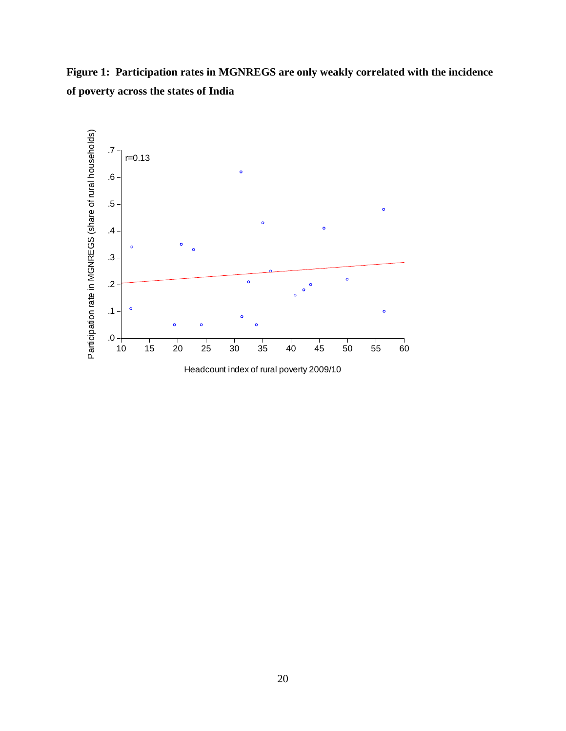**Figure 1: Participation rates in MGNREGS are only weakly correlated with the incidence of poverty across the states of India**

r=0.13

Participation rate in MGNREGS (share of rural households)

Headcount index of rural poverty 2009/10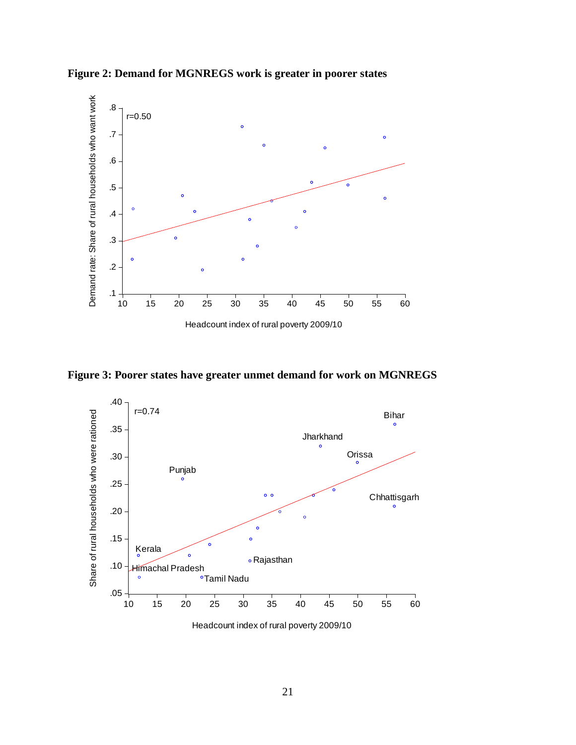**Figure 2: Demand for MGNREGS work is greater in poorer states**

**Figure 3: Poorer states have greater unmet demand for work on MGNREGS**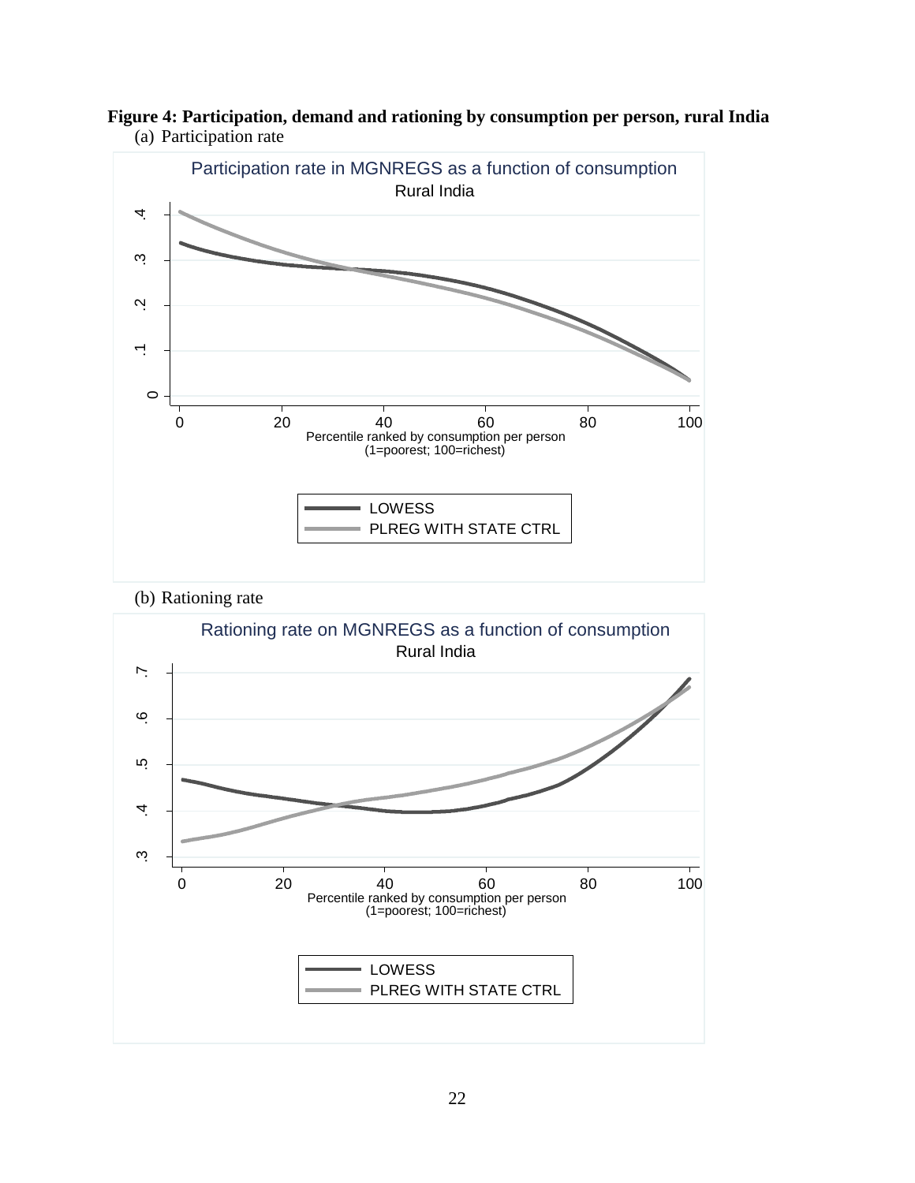**Figure 4: Participation, demand and rationing by consumption per person, rural India**

(a) Participation rate

(b) Rationing rate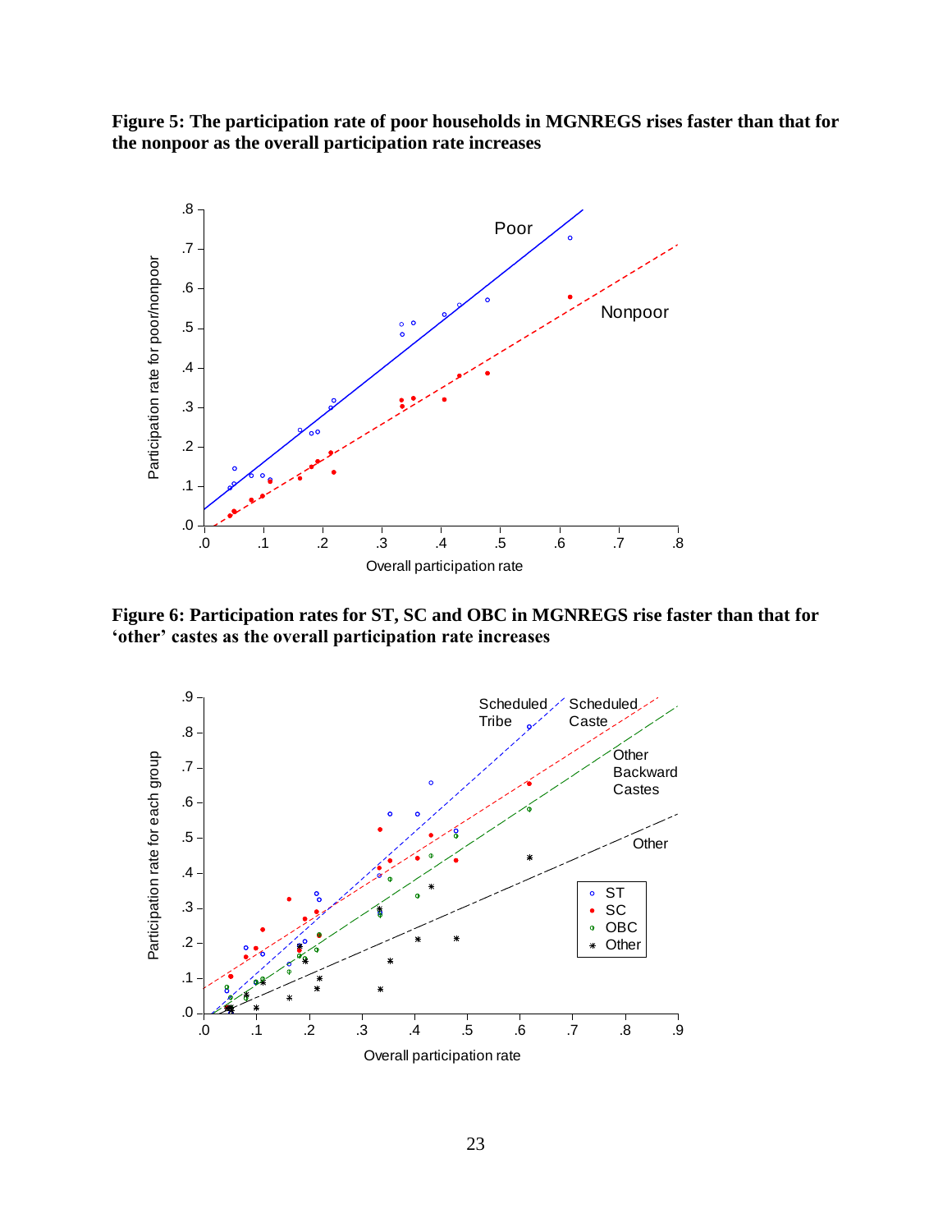**Figure 5: The participation rate of poor households in MGNREGS rises faster than that for the nonpoor as the overall participation rate increases**

**Figure 6: Participation rates for ST, SC and OBC in MGNREGS rise faster than that for 'other' castes as the overall participation rate increases**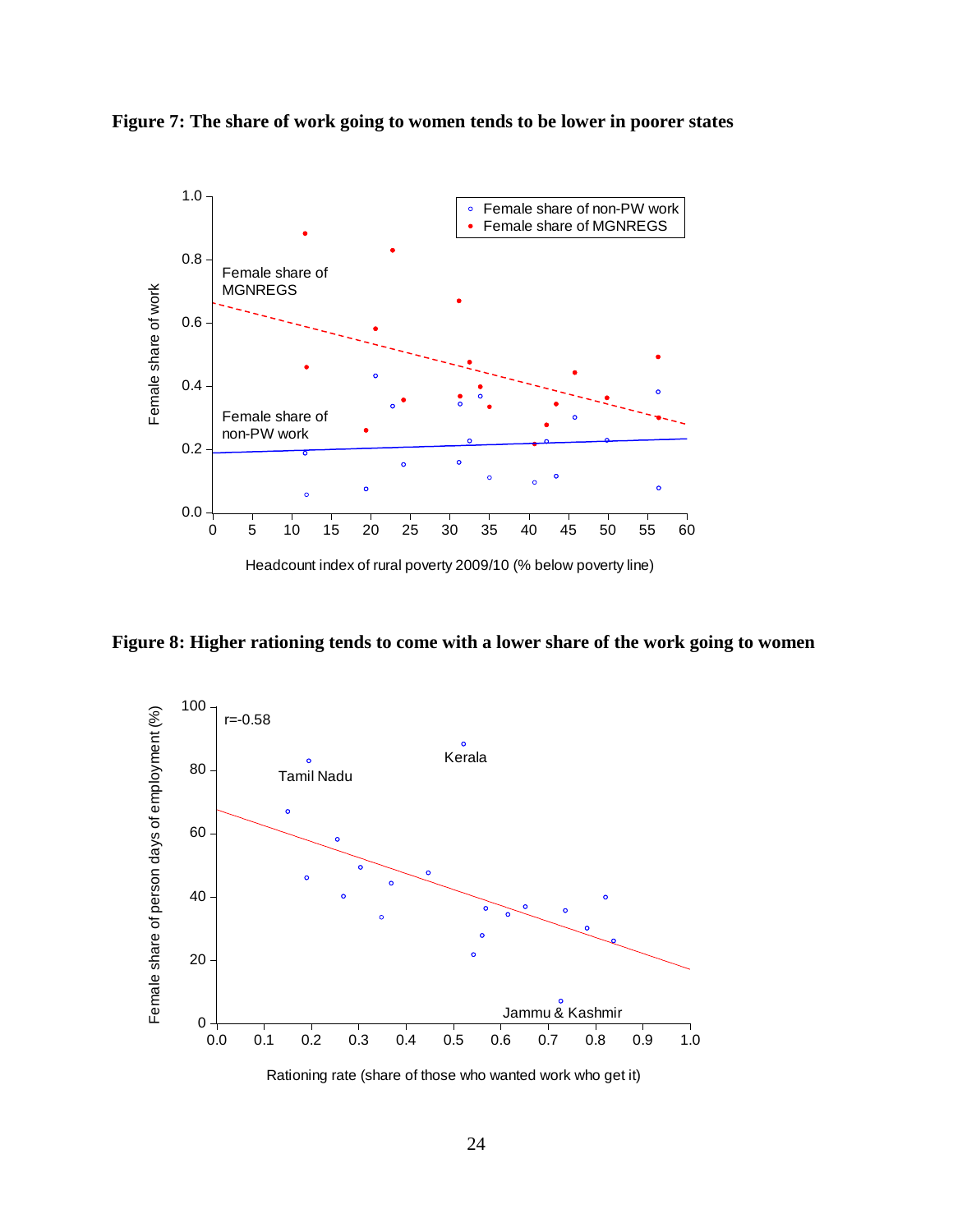**Figure 7: The share of work going to women tends to be lower in poorer states**

**Figure 8: Higher rationing tends to come with a lower share of the work going to women**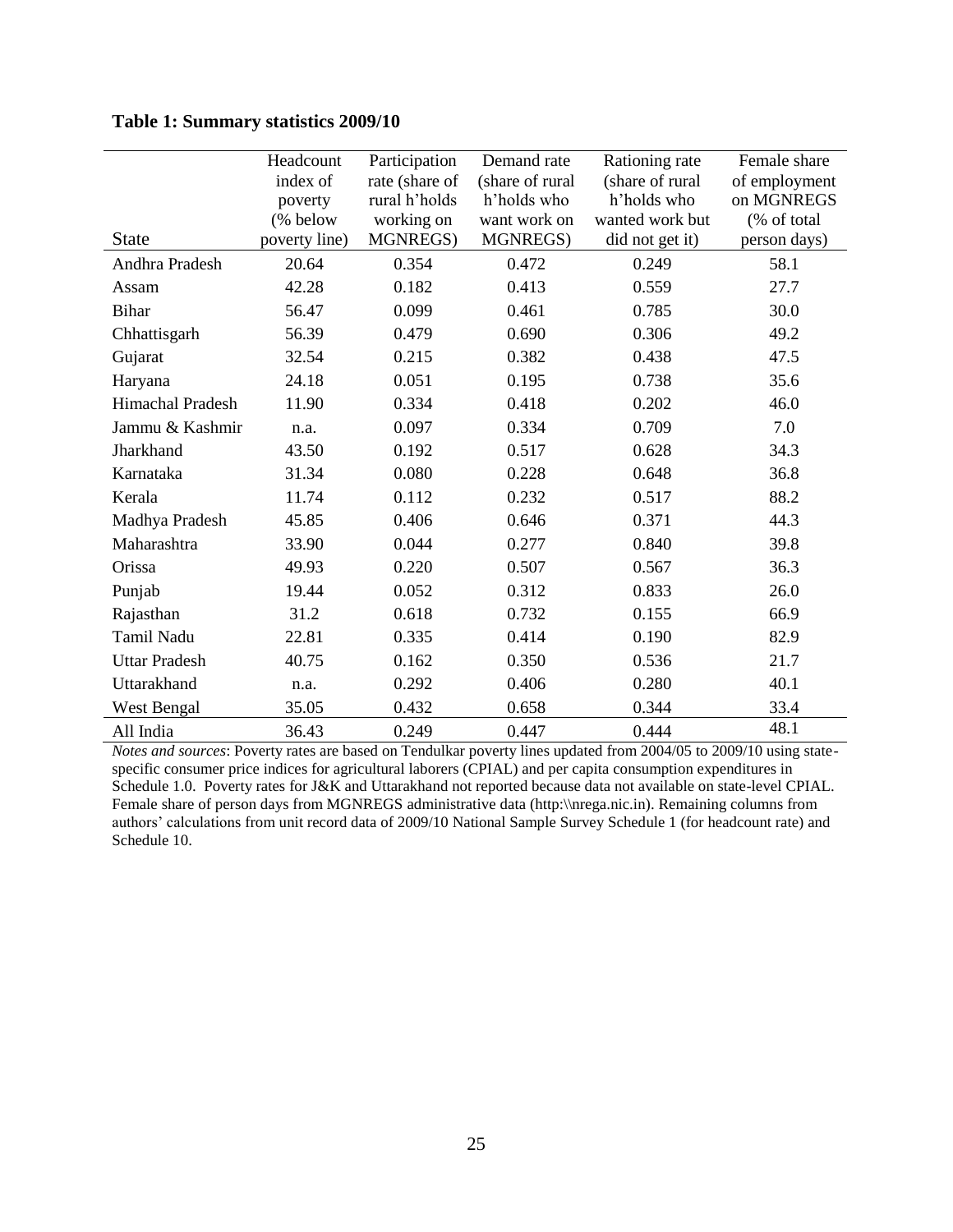**Table 1: Summary statistics 2009/10**

| State | Headcount index of poverty (% below poverty line) | Participation rate (share of rural h'holds working on MGNREGS) | Demand rate (share of rural h'holds who want work on MGNREGS) | Rationing rate (share of rural h'holds who wanted work but did not get it) | Female share of employment on MGNREGS (% of total person days) |
|---|---|---|---|---|---|
| Andhra Pradesh | 20.64 | 0.354 | 0.472 | 0.249 | 58.1 |
| Assam | 42.28 | 0.182 | 0.413 | 0.559 | 27.7 |
| Bihar | 56.47 | 0.099 | 0.461 | 0.785 | 30.0 |
| Chhattisgarh | 56.39 | 0.479 | 0.690 | 0.306 | 49.2 |
| Gujarat | 32.54 | 0.215 | 0.382 | 0.438 | 47.5 |
| Haryana | 24.18 | 0.051 | 0.195 | 0.738 | 35.6 |
| Himachal Pradesh | 11.90 | 0.334 | 0.418 | 0.202 | 46.0 |
| Jammu & Kashmir | n.a. | 0.097 | 0.334 | 0.709 | 7.0 |
| Jharkhand | 43.50 | 0.192 | 0.517 | 0.628 | 34.3 |
| Karnataka | 31.34 | 0.080 | 0.228 | 0.648 | 36.8 |
| Kerala | 11.74 | 0.112 | 0.232 | 0.517 | 88.2 |
| Madhya Pradesh | 45.85 | 0.406 | 0.646 | 0.371 | 44.3 |
| Maharashtra | 33.90 | 0.044 | 0.277 | 0.840 | 39.8 |
| Orissa | 49.93 | 0.220 | 0.507 | 0.567 | 36.3 |
| Punjab | 19.44 | 0.052 | 0.312 | 0.833 | 26.0 |
| Rajasthan | 31.2 | 0.618 | 0.732 | 0.155 | 66.9 |
| Tamil Nadu | 22.81 | 0.335 | 0.414 | 0.190 | 82.9 |
| Uttar Pradesh | 40.75 | 0.162 | 0.350 | 0.536 | 21.7 |
| Uttarakhand | n.a. | 0.292 | 0.406 | 0.280 | 40.1 |
| West Bengal | 35.05 | 0.432 | 0.658 | 0.344 | 33.4 |
| All India | 36.43 | 0.249 | 0.447 | 0.444 | 48.1 |

*Notes and sources*: Poverty rates are based on Tendulkar poverty lines updated from 2004/05 to 2009/10 using state-specific consumer price indices for agricultural laborers (CPIAL) and per capita consumption expenditures in Schedule 1.0. Poverty rates for J&K and Uttarakhand not reported because data not available on state-level CPIAL. Female share of person days from MGNREGS administrative data (http:\\nrega.nic.in). Remaining columns from authors' calculations from unit record data of 2009/10 National Sample Survey Schedule 1 (for headcount rate) and Schedule 10.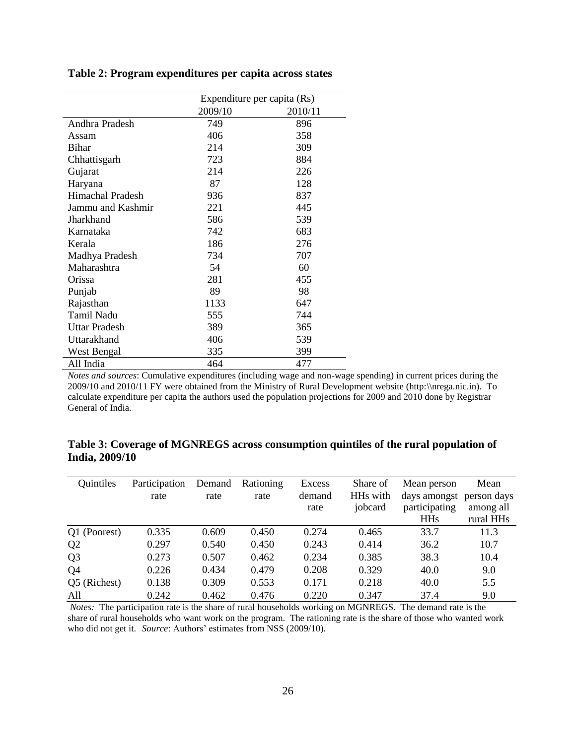**Table 2: Program expenditures per capita across states**

| | Expenditure per capita (Rs) | |
|---|---|---|
| | 2009/10 | 2010/11 |
| Andhra Pradesh | 749 | 896 |
| Assam | 406 | 358 |
| Bihar | 214 | 309 |
| Chhattisgarh | 723 | 884 |
| Gujarat | 214 | 226 |
| Haryana | 87 | 128 |
| Himachal Pradesh | 936 | 837 |
| Jammu and Kashmir | 221 | 445 |
| Jharkhand | 586 | 539 |
| Karnataka | 742 | 683 |
| Kerala | 186 | 276 |
| Madhya Pradesh | 734 | 707 |
| Maharashtra | 54 | 60 |
| Orissa | 281 | 455 |
| Punjab | 89 | 98 |
| Rajasthan | 1133 | 647 |
| Tamil Nadu | 555 | 744 |
| Uttar Pradesh | 389 | 365 |
| Uttarakhand | 406 | 539 |
| West Bengal | 335 | 399 |
| All India | 464 | 477 |

*Notes and sources*: Cumulative expenditures (including wage and non-wage spending) in current prices during the 2009/10 and 2010/11 FY were obtained from the Ministry of Rural Development website (http:\\nrega.nic.in). To calculate expenditure per capita the authors used the population projections for 2009 and 2010 done by Registrar General of India.

**Table 3: Coverage of MGNREGS across consumption quintiles of the rural population of India, 2009/10**

| Quintiles | Participation rate | Demand rate | Rationing rate | Excess demand rate | Share of HHs with jobcard | Mean person days amongst participating HHs | Mean person days among all rural HHs |
|---|---|---|---|---|---|---|---|
| Q1 (Poorest) | 0.335 | 0.609 | 0.450 | 0.274 | 0.465 | 33.7 | 11.3 |
| Q2 | 0.297 | 0.540 | 0.450 | 0.243 | 0.414 | 36.2 | 10.7 |
| Q3 | 0.273 | 0.507 | 0.462 | 0.234 | 0.385 | 38.3 | 10.4 |
| Q4 | 0.226 | 0.434 | 0.479 | 0.208 | 0.329 | 40.0 | 9.0 |
| Q5 (Richest) | 0.138 | 0.309 | 0.553 | 0.171 | 0.218 | 40.0 | 5.5 |
| All | 0.242 | 0.462 | 0.476 | 0.220 | 0.347 | 37.4 | 9.0 |

*Notes:* The participation rate is the share of rural households working on MGNREGS. The demand rate is the share of rural households who want work on the program. The rationing rate is the share of those who wanted work who did not get it. *Source*: Authors' estimates from NSS (2009/10).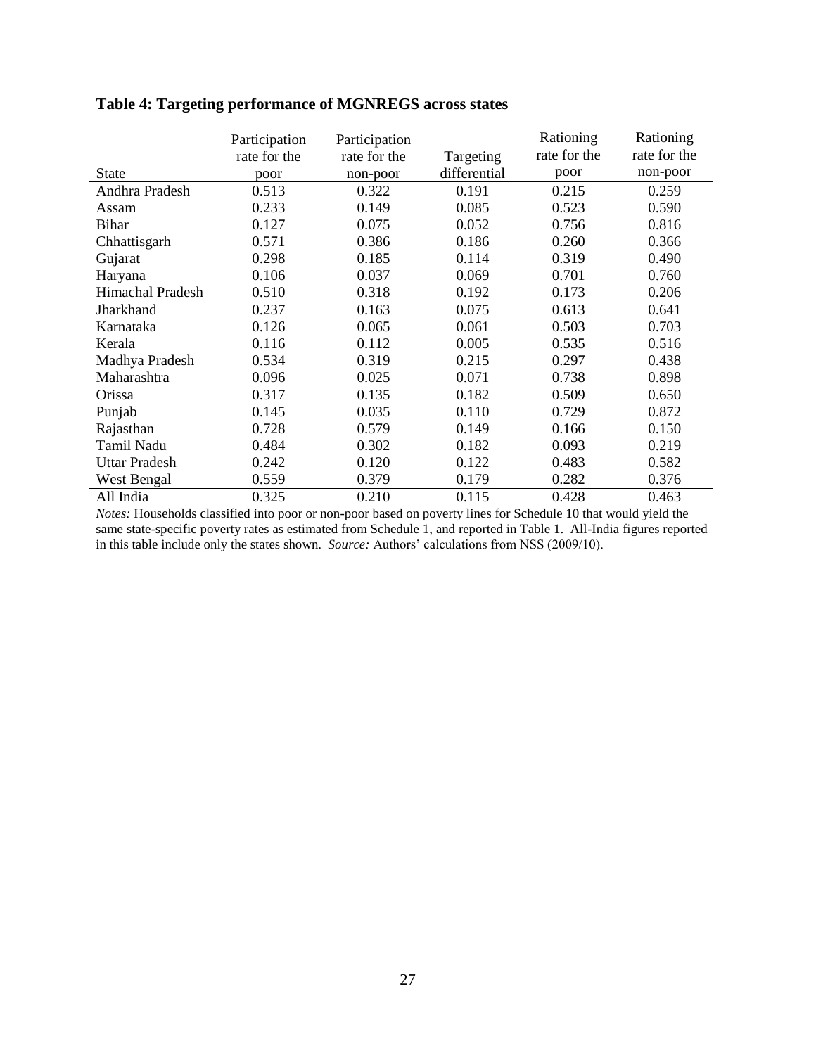**Table 4: Targeting performance of MGNREGS across states**

| State | Participation rate for the poor | Participation rate for the non-poor | Targeting differential | Rationing rate for the poor | Rationing rate for the non-poor |
|---|---|---|---|---|---|
| Andhra Pradesh | 0.513 | 0.322 | 0.191 | 0.215 | 0.259 |
| Assam | 0.233 | 0.149 | 0.085 | 0.523 | 0.590 |
| Bihar | 0.127 | 0.075 | 0.052 | 0.756 | 0.816 |
| Chhattisgarh | 0.571 | 0.386 | 0.186 | 0.260 | 0.366 |
| Gujarat | 0.298 | 0.185 | 0.114 | 0.319 | 0.490 |
| Haryana | 0.106 | 0.037 | 0.069 | 0.701 | 0.760 |
| Himachal Pradesh | 0.510 | 0.318 | 0.192 | 0.173 | 0.206 |
| Jharkhand | 0.237 | 0.163 | 0.075 | 0.613 | 0.641 |
| Karnataka | 0.126 | 0.065 | 0.061 | 0.503 | 0.703 |
| Kerala | 0.116 | 0.112 | 0.005 | 0.535 | 0.516 |
| Madhya Pradesh | 0.534 | 0.319 | 0.215 | 0.297 | 0.438 |
| Maharashtra | 0.096 | 0.025 | 0.071 | 0.738 | 0.898 |
| Orissa | 0.317 | 0.135 | 0.182 | 0.509 | 0.650 |
| Punjab | 0.145 | 0.035 | 0.110 | 0.729 | 0.872 |
| Rajasthan | 0.728 | 0.579 | 0.149 | 0.166 | 0.150 |
| Tamil Nadu | 0.484 | 0.302 | 0.182 | 0.093 | 0.219 |
| Uttar Pradesh | 0.242 | 0.120 | 0.122 | 0.483 | 0.582 |
| West Bengal | 0.559 | 0.379 | 0.179 | 0.282 | 0.376 |
| All India | 0.325 | 0.210 | 0.115 | 0.428 | 0.463 |

*Notes:* Households classified into poor or non-poor based on poverty lines for Schedule 10 that would yield the same state-specific poverty rates as estimated from Schedule 1, and reported in Table 1. All-India figures reported in this table include only the states shown. *Source:* Authors' calculations from NSS (2009/10).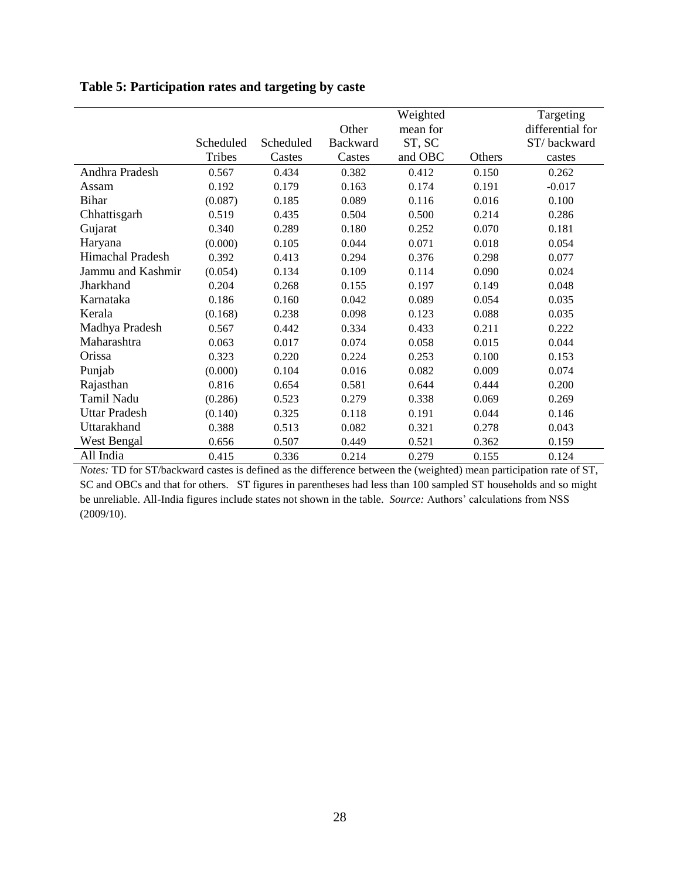**Table 5: Participation rates and targeting by caste**

| | Scheduled Tribes | Scheduled Castes | Other Backward Castes | Weighted mean for ST, SC and OBC | Others | Targeting differential for ST/ backward castes |
|---|---|---|---|---|---|---|
| Andhra Pradesh | 0.567 | 0.434 | 0.382 | 0.412 | 0.150 | 0.262 |
| Assam | 0.192 | 0.179 | 0.163 | 0.174 | 0.191 | -0.017 |
| Bihar | (0.087) | 0.185 | 0.089 | 0.116 | 0.016 | 0.100 |
| Chhattisgarh | 0.519 | 0.435 | 0.504 | 0.500 | 0.214 | 0.286 |
| Gujarat | 0.340 | 0.289 | 0.180 | 0.252 | 0.070 | 0.181 |
| Haryana | (0.000) | 0.105 | 0.044 | 0.071 | 0.018 | 0.054 |
| Himachal Pradesh | 0.392 | 0.413 | 0.294 | 0.376 | 0.298 | 0.077 |
| Jammu and Kashmir | (0.054) | 0.134 | 0.109 | 0.114 | 0.090 | 0.024 |
| Jharkhand | 0.204 | 0.268 | 0.155 | 0.197 | 0.149 | 0.048 |
| Karnataka | 0.186 | 0.160 | 0.042 | 0.089 | 0.054 | 0.035 |
| Kerala | (0.168) | 0.238 | 0.098 | 0.123 | 0.088 | 0.035 |
| Madhya Pradesh | 0.567 | 0.442 | 0.334 | 0.433 | 0.211 | 0.222 |
| Maharashtra | 0.063 | 0.017 | 0.074 | 0.058 | 0.015 | 0.044 |
| Orissa | 0.323 | 0.220 | 0.224 | 0.253 | 0.100 | 0.153 |
| Punjab | (0.000) | 0.104 | 0.016 | 0.082 | 0.009 | 0.074 |
| Rajasthan | 0.816 | 0.654 | 0.581 | 0.644 | 0.444 | 0.200 |
| Tamil Nadu | (0.286) | 0.523 | 0.279 | 0.338 | 0.069 | 0.269 |
| Uttar Pradesh | (0.140) | 0.325 | 0.118 | 0.191 | 0.044 | 0.146 |
| Uttarakhand | 0.388 | 0.513 | 0.082 | 0.321 | 0.278 | 0.043 |
| West Bengal | 0.656 | 0.507 | 0.449 | 0.521 | 0.362 | 0.159 |
| All India | 0.415 | 0.336 | 0.214 | 0.279 | 0.155 | 0.124 |

*Notes:* TD for ST/backward castes is defined as the difference between the (weighted) mean participation rate of ST, SC and OBCs and that for others. ST figures in parentheses had less than 100 sampled ST households and so might be unreliable. All-India figures include states not shown in the table. *Source:* Authors' calculations from NSS (2009/10).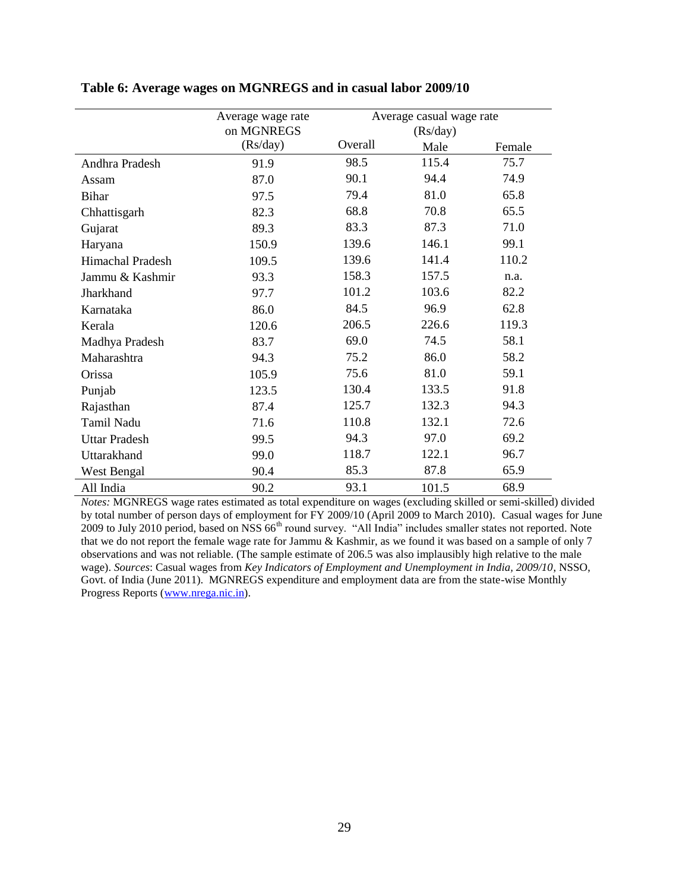**Table 6: Average wages on MGNREGS and in casual labor 2009/10**

| | Average wage rate on MGNREGS (Rs/day) | Average casual wage rate (Rs/day) | | |
|---|---|---|---|---|
| | | Overall | Male | Female |
| Andhra Pradesh | 91.9 | 98.5 | 115.4 | 75.7 |
| Assam | 87.0 | 90.1 | 94.4 | 74.9 |
| Bihar | 97.5 | 79.4 | 81.0 | 65.8 |
| Chhattisgarh | 82.3 | 68.8 | 70.8 | 65.5 |
| Gujarat | 89.3 | 83.3 | 87.3 | 71.0 |
| Haryana | 150.9 | 139.6 | 146.1 | 99.1 |
| Himachal Pradesh | 109.5 | 139.6 | 141.4 | 110.2 |
| Jammu & Kashmir | 93.3 | 158.3 | 157.5 | n.a. |
| Jharkhand | 97.7 | 101.2 | 103.6 | 82.2 |
| Karnataka | 86.0 | 84.5 | 96.9 | 62.8 |
| Kerala | 120.6 | 206.5 | 226.6 | 119.3 |
| Madhya Pradesh | 83.7 | 69.0 | 74.5 | 58.1 |
| Maharashtra | 94.3 | 75.2 | 86.0 | 58.2 |
| Orissa | 105.9 | 75.6 | 81.0 | 59.1 |
| Punjab | 123.5 | 130.4 | 133.5 | 91.8 |
| Rajasthan | 87.4 | 125.7 | 132.3 | 94.3 |
| Tamil Nadu | 71.6 | 110.8 | 132.1 | 72.6 |
| Uttar Pradesh | 99.5 | 94.3 | 97.0 | 69.2 |
| Uttarakhand | 99.0 | 118.7 | 122.1 | 96.7 |
| West Bengal | 90.4 | 85.3 | 87.8 | 65.9 |
| All India | 90.2 | 93.1 | 101.5 | 68.9 |

*Notes:* MGNREGS wage rates estimated as total expenditure on wages (excluding skilled or semi-skilled) divided by total number of person days of employment for FY 2009/10 (April 2009 to March 2010). Casual wages for June 2009 to July 2010 period, based on NSS 66th round survey. "All India" includes smaller states not reported. Note that we do not report the female wage rate for Jammu & Kashmir, as we found it was based on a sample of only 7 observations and was not reliable. (The sample estimate of 206.5 was also implausibly high relative to the male wage). *Sources*: Casual wages from *Key Indicators of Employment and Unemployment in India, 2009/10*, NSSO, Govt. of India (June 2011). MGNREGS expenditure and employment data are from the state-wise Monthly Progress Reports (www.nrega.nic.in).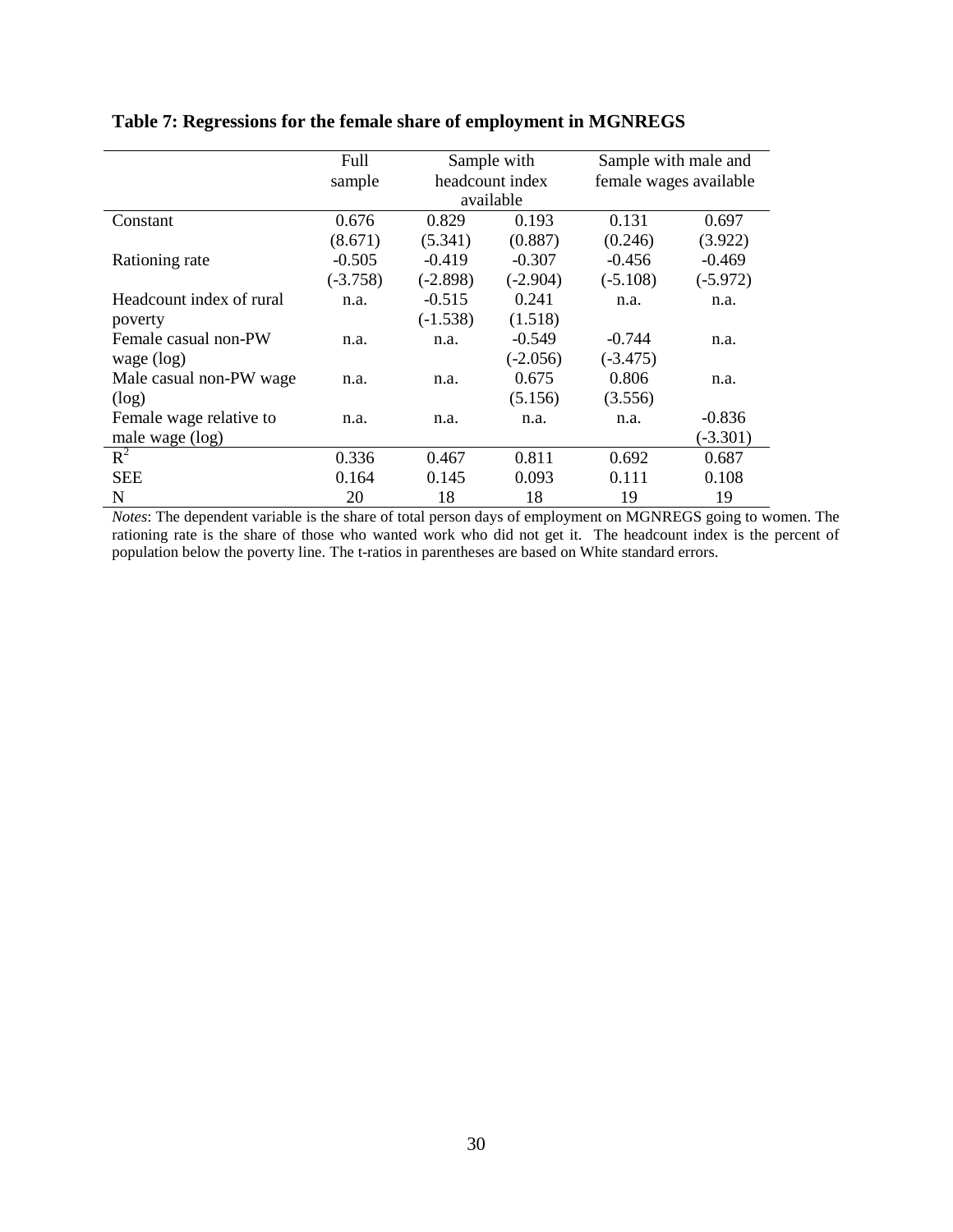**Table 7: Regressions for the female share of employment in MGNREGS**

| | Full sample | Sample with headcount index available | | Sample with male and female wages available | |
|---|---|---|---|---|---|
| Constant | 0.676 | 0.829 | 0.193 | 0.131 | 0.697 |
| | (8.671) | (5.341) | (0.887) | (0.246) | (3.922) |
| Rationing rate | -0.505 | -0.419 | -0.307 | -0.456 | -0.469 |
| | (-3.758) | (-2.898) | (-2.904) | (-5.108) | (-5.972) |
| Headcount index of rural poverty | n.a. | -0.515 | 0.241 | n.a. | n.a. |
| | | (-1.538) | (1.518) | | |
| Female casual non-PW wage (log) | n.a. | n.a. | -0.549 | -0.744 | n.a. |
| | | | (-2.056) | (-3.475) | |
| Male casual non-PW wage (log) | n.a. | n.a. | 0.675 | 0.806 | n.a. |
| | | | (5.156) | (3.556) | |
| Female wage relative to male wage (log) | n.a. | n.a. | n.a. | n.a. | -0.836 |
| | | | | | (-3.301) |
| $R^2$ | 0.336 | 0.467 | 0.811 | 0.692 | 0.687 |
| SEE | 0.164 | 0.145 | 0.093 | 0.111 | 0.108 |
| N | 20 | 18 | 18 | 19 | 19 |

*Notes*: The dependent variable is the share of total person days of employment on MGNREGS going to women. The rationing rate is the share of those who wanted work who did not get it. The headcount index is the percent of population below the poverty line. The t-ratios in parentheses are based on White standard errors.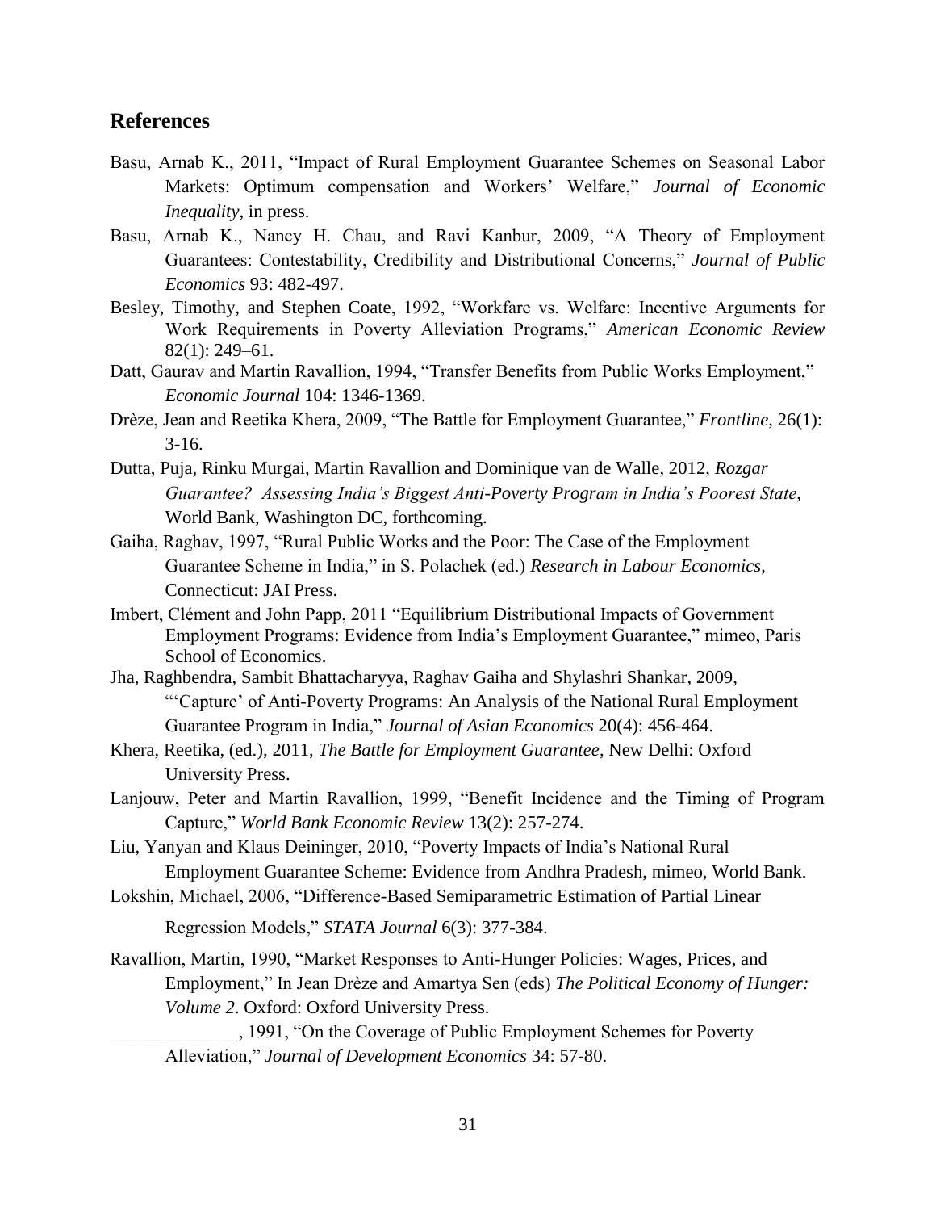## References

Basu, Arnab K., 2011, "Impact of Rural Employment Guarantee Schemes on Seasonal Labor Markets: Optimum compensation and Workers' Welfare," *Journal of Economic Inequality*, in press.

Basu, Arnab K., Nancy H. Chau, and Ravi Kanbur, 2009, "A Theory of Employment Guarantees: Contestability, Credibility and Distributional Concerns," *Journal of Public Economics* 93: 482-497.

Besley, Timothy, and Stephen Coate, 1992, "Workfare vs. Welfare: Incentive Arguments for Work Requirements in Poverty Alleviation Programs," *American Economic Review* 82(1): 249–61.

Datt, Gaurav and Martin Ravallion, 1994, "Transfer Benefits from Public Works Employment," *Economic Journal* 104: 1346-1369.

Drèze, Jean and Reetika Khera, 2009, "The Battle for Employment Guarantee," *Frontline*, 26(1): 3-16.

Dutta, Puja, Rinku Murgai, Martin Ravallion and Dominique van de Walle, 2012, *Rozgar Guarantee? Assessing India's Biggest Anti-Poverty Program in India's Poorest State*, World Bank, Washington DC, forthcoming.

Gaiha, Raghav, 1997, "Rural Public Works and the Poor: The Case of the Employment Guarantee Scheme in India," in S. Polachek (ed.) *Research in Labour Economics*, Connecticut: JAI Press.

Imbert, Clément and John Papp, 2011 "Equilibrium Distributional Impacts of Government Employment Programs: Evidence from India's Employment Guarantee," mimeo, Paris School of Economics.

Jha, Raghbendra, Sambit Bhattacharyya, Raghav Gaiha and Shylashri Shankar, 2009, "'Capture' of Anti-Poverty Programs: An Analysis of the National Rural Employment Guarantee Program in India," *Journal of Asian Economics* 20(4): 456-464.

Khera, Reetika, (ed.), 2011, *The Battle for Employment Guarantee*, New Delhi: Oxford University Press.

Lanjouw, Peter and Martin Ravallion, 1999, "Benefit Incidence and the Timing of Program Capture," *World Bank Economic Review* 13(2): 257-274.

Liu, Yanyan and Klaus Deininger, 2010, "Poverty Impacts of India's National Rural Employment Guarantee Scheme: Evidence from Andhra Pradesh, mimeo, World Bank.

Lokshin, Michael, 2006, "Difference-Based Semiparametric Estimation of Partial Linear Regression Models," *STATA Journal* 6(3): 377-384.

Ravallion, Martin, 1990, "Market Responses to Anti-Hunger Policies: Wages, Prices, and Employment," In Jean Drèze and Amartya Sen (eds) *The Political Economy of Hunger: Volume 2*. Oxford: Oxford University Press.

______________, 1991, "On the Coverage of Public Employment Schemes for Poverty Alleviation," *Journal of Development Economics* 34: 57-80.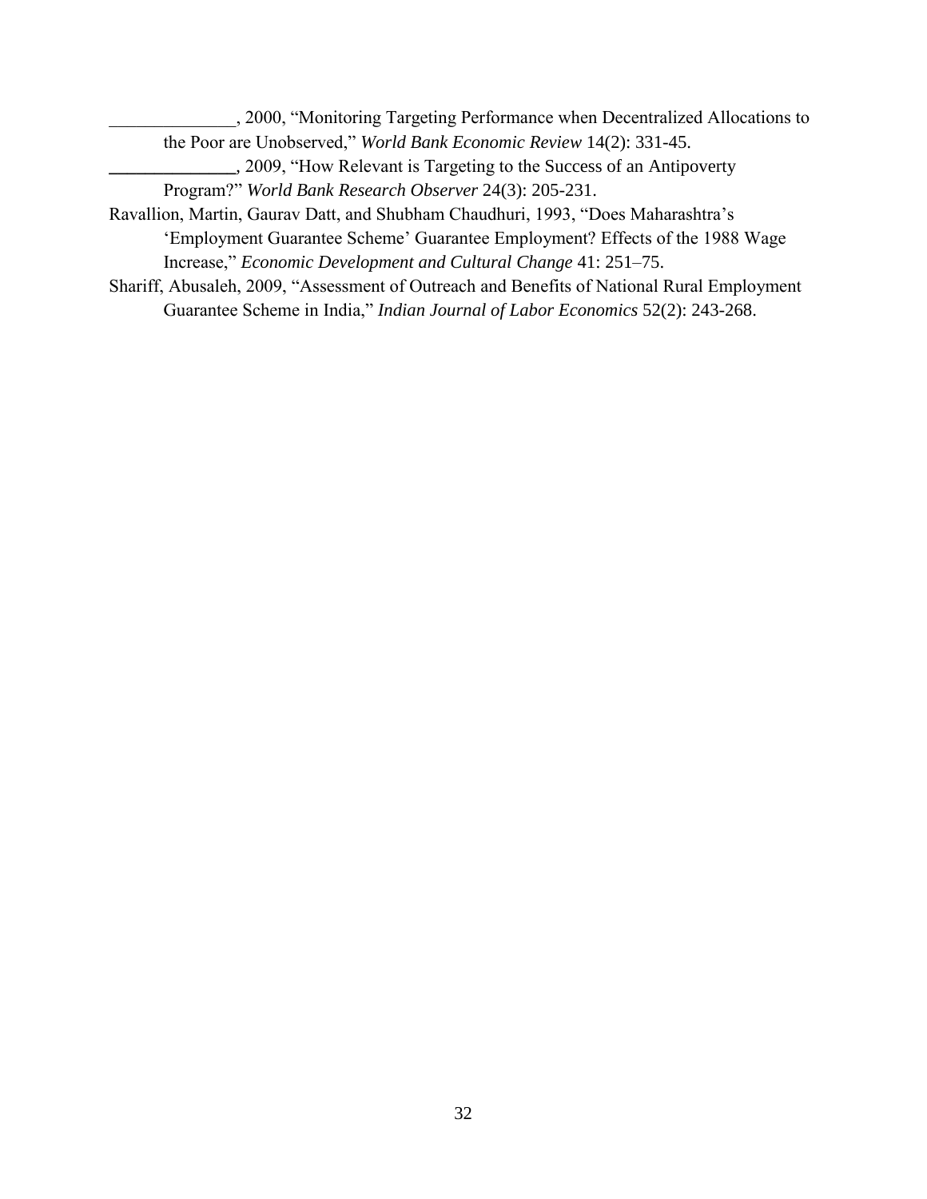______________, 2000, "Monitoring Targeting Performance when Decentralized Allocations to the Poor are Unobserved," *World Bank Economic Review* 14(2): 331-45.

______________, 2009, "How Relevant is Targeting to the Success of an Antipoverty Program?" *World Bank Research Observer* 24(3): 205-231.

Ravallion, Martin, Gaurav Datt, and Shubham Chaudhuri, 1993, "Does Maharashtra's 'Employment Guarantee Scheme' Guarantee Employment? Effects of the 1988 Wage Increase," *Economic Development and Cultural Change* 41: 251–75.

Shariff, Abusaleh, 2009, "Assessment of Outreach and Benefits of National Rural Employment Guarantee Scheme in India," *Indian Journal of Labor Economics* 52(2): 243-268.